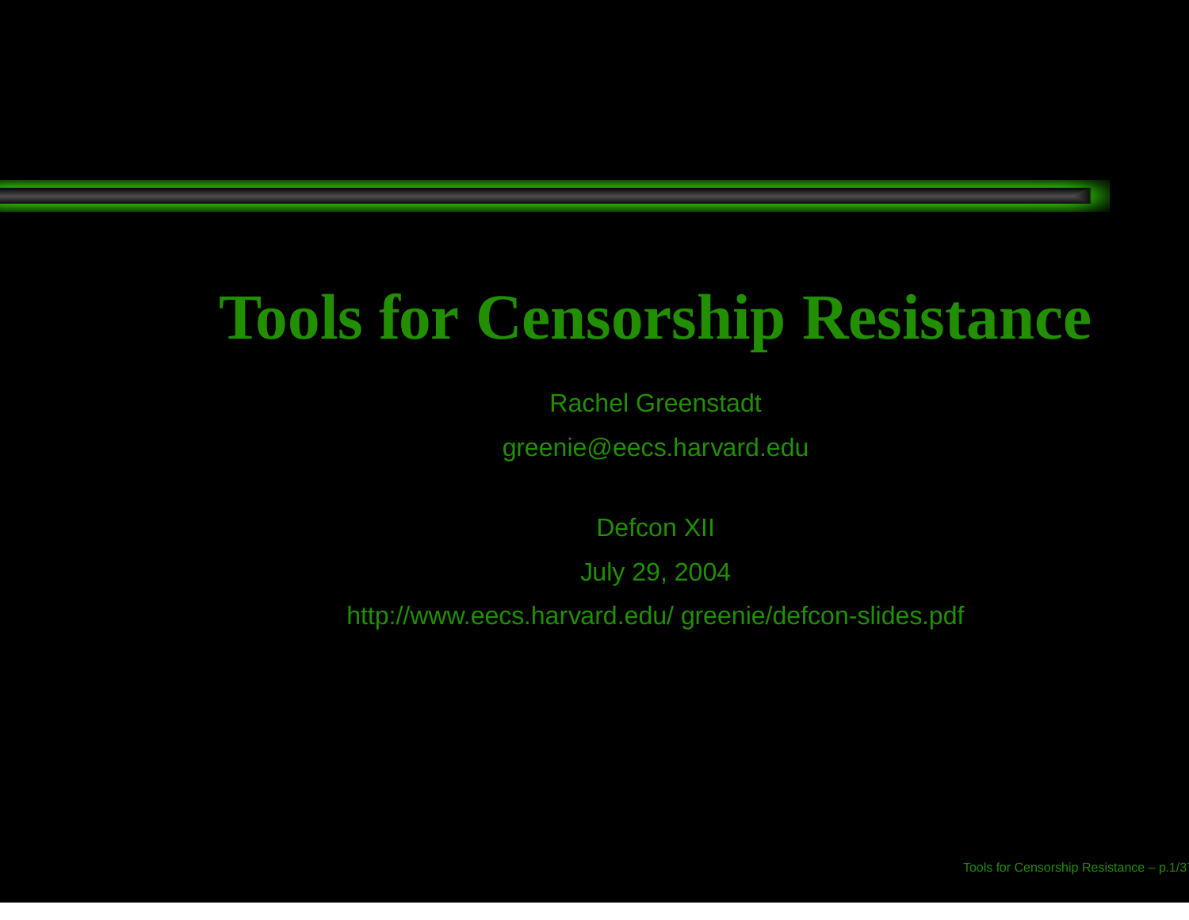# Tools for Censorship Resistance

Rachel Greenstadt

greenie@eecs.harvard.edu

Defcon XII

July 29, 2004

http://www.eecs.harvard.edu/ greenie/defcon-slides.pdf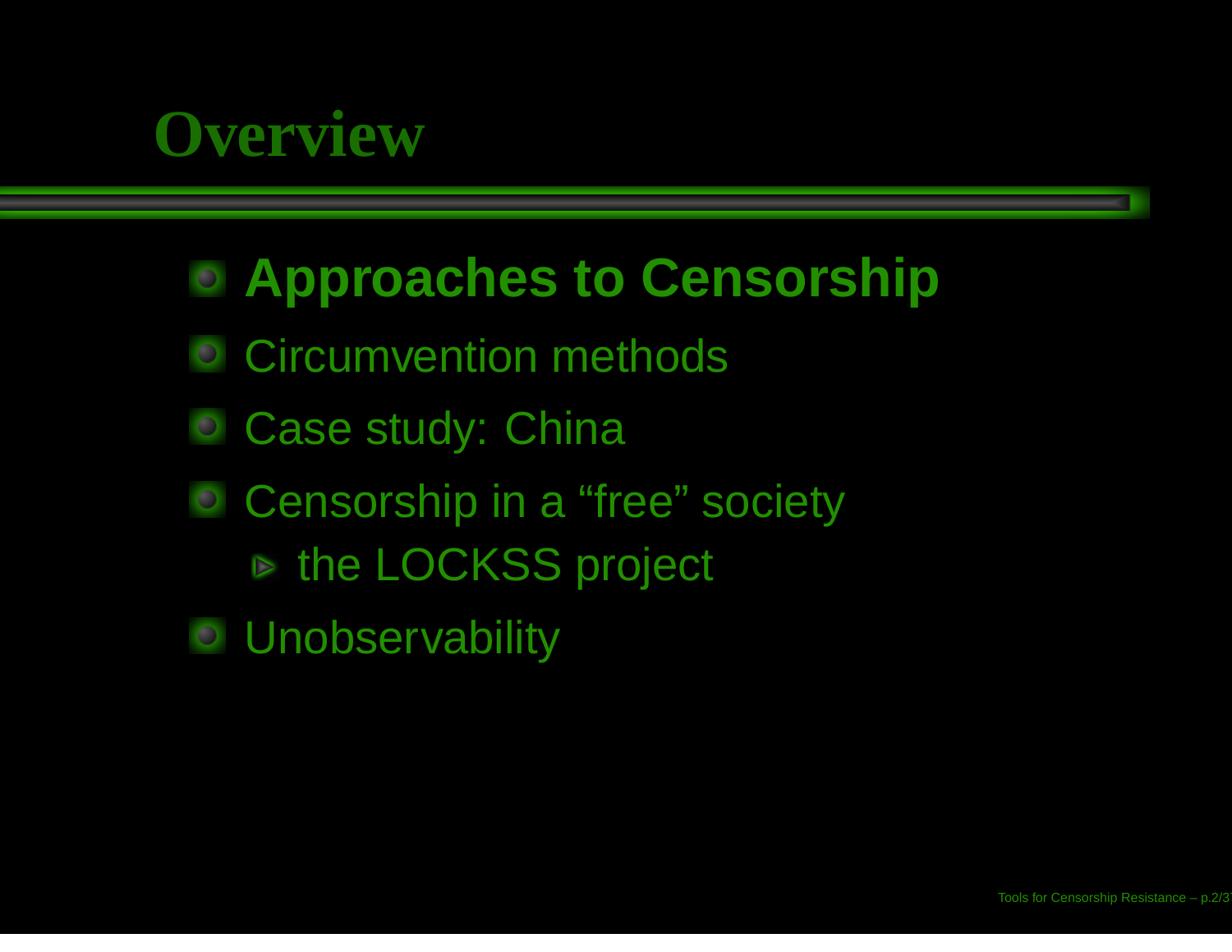# Overview

- **Approaches to Censorship**
- Circumvention methods
- Case study: China
- Censorship in a “free” society
  - the LOCKSS project
- Unobservability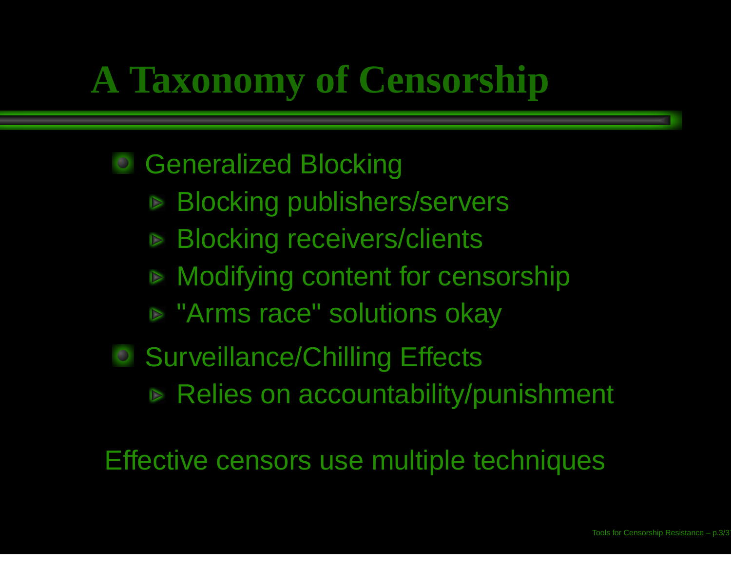# A Taxonomy of Censorship

- Generalized Blocking
  - Blocking publishers/servers
  - Blocking receivers/clients
  - Modifying content for censorship
  - "Arms race" solutions okay
- Surveillance/Chilling Effects
  - Relies on accountability/punishment

Effective censors use multiple techniques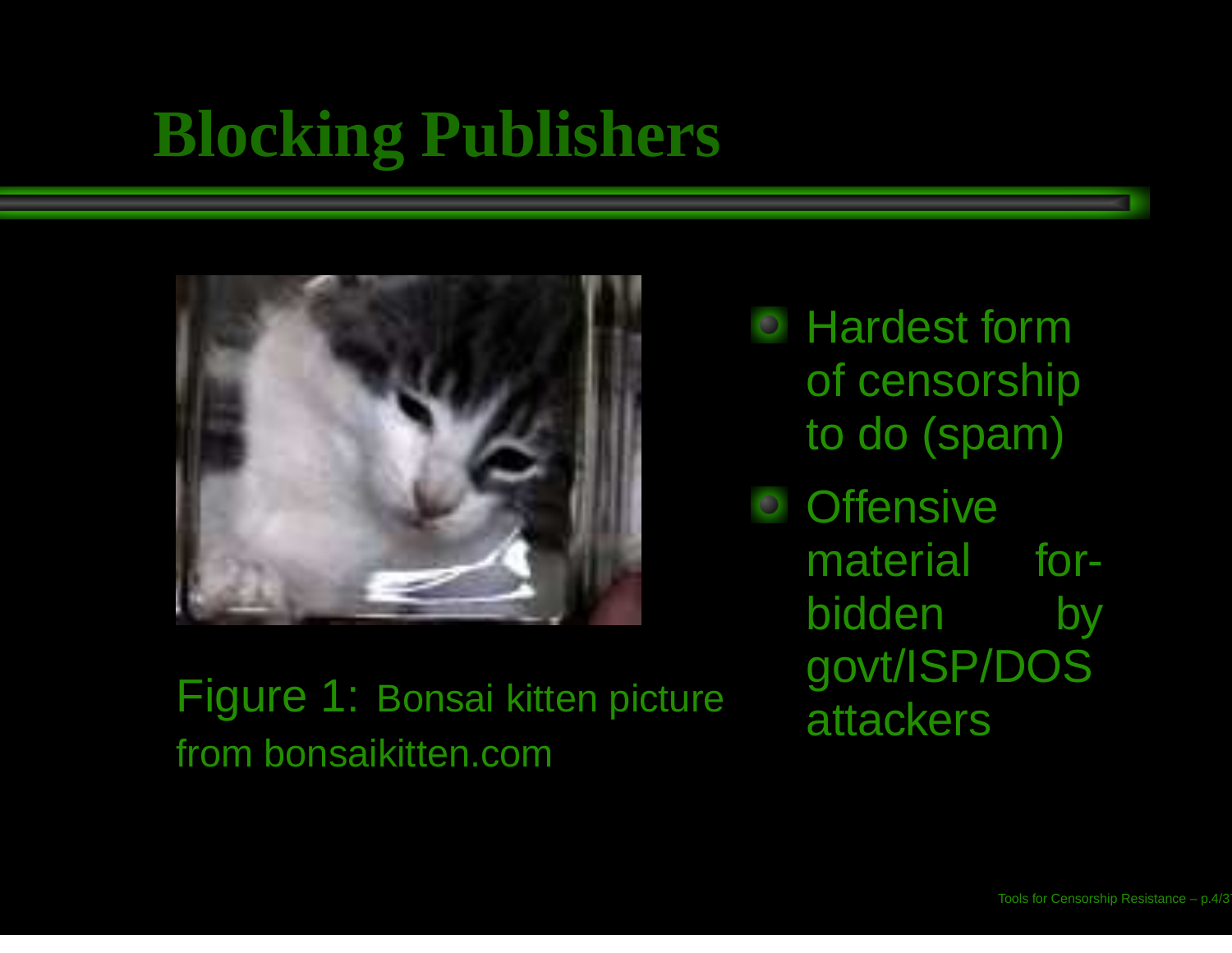# Blocking Publishers

Figure 1: Bonsai kitten picture from bonsaikitten.com

- Hardest form of censorship to do (spam)
- Offensive material forbidden by govt/ISP/DOS attackers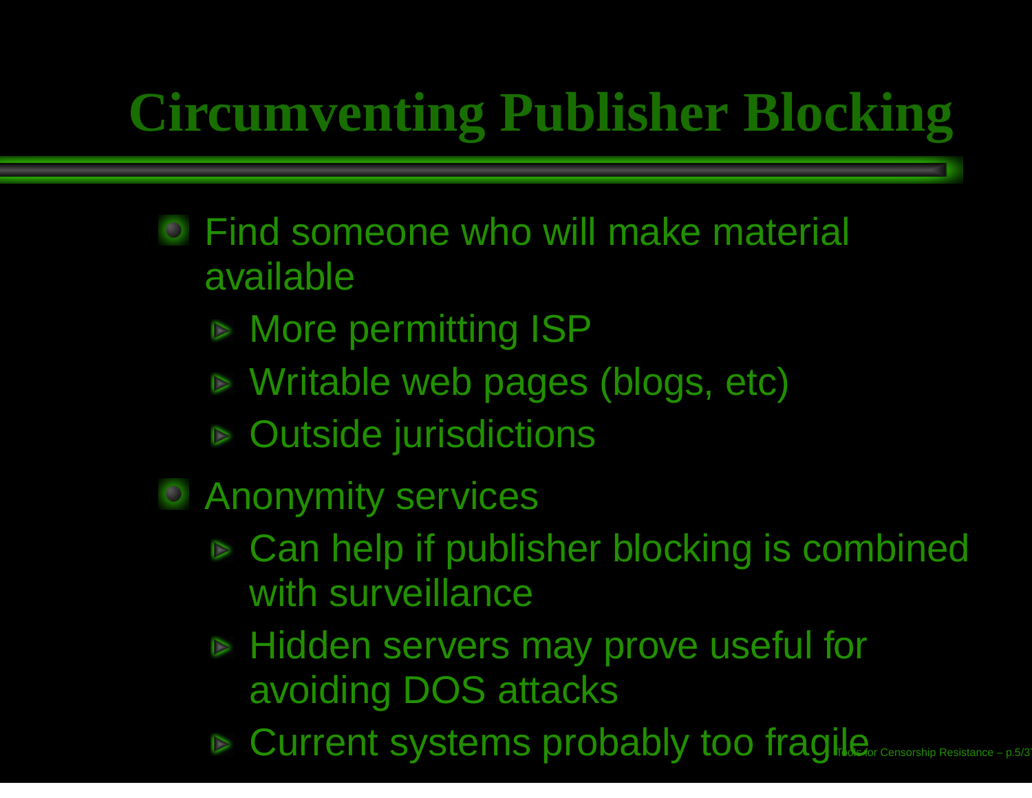# Circumventing Publisher Blocking

- Find someone who will make material available
  - More permitting ISP
  - Writable web pages (blogs, etc)
  - Outside jurisdictions
- Anonymity services
  - Can help if publisher blocking is combined with surveillance
  - Hidden servers may prove useful for avoiding DOS attacks
  - Current systems probably too fragile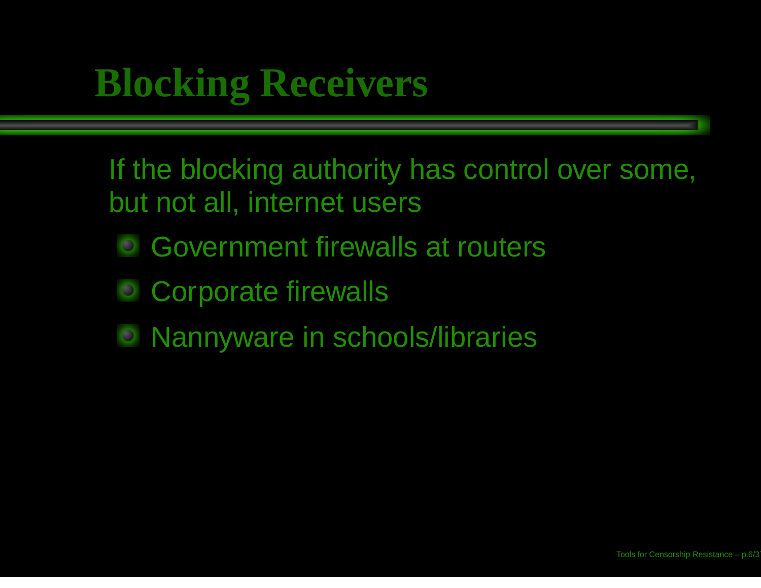# Blocking Receivers

If the blocking authority has control over some, but not all, internet users

- Government firewalls at routers
- Corporate firewalls
- Nannyware in schools/libraries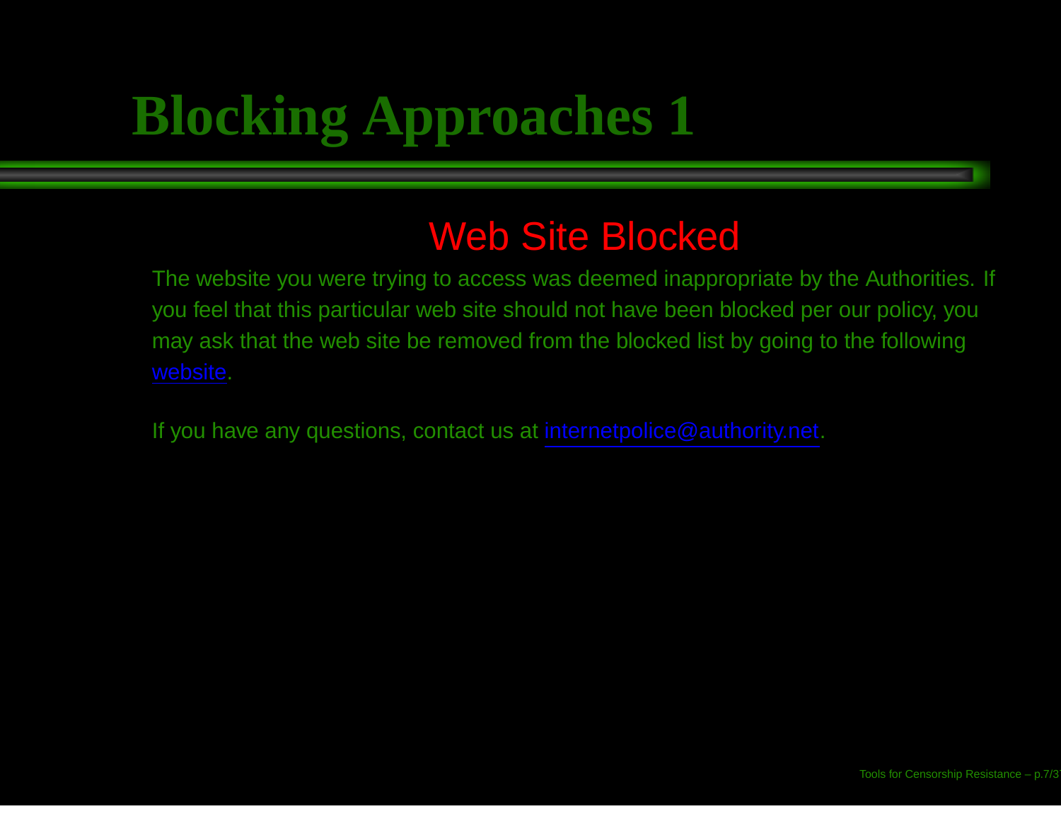# Blocking Approaches 1

## Web Site Blocked

The website you were trying to access was deemed inappropriate by the Authorities. If you feel that this particular web site should not have been blocked per our policy, you may ask that the web site be removed from the blocked list by going to the following website.

If you have any questions, contact us at internetpolice@authority.net.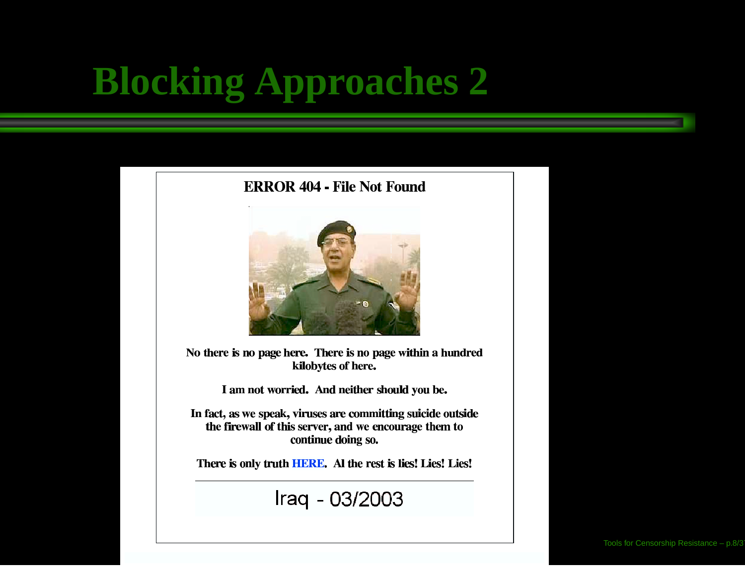# Blocking Approaches 2

**ERROR 404 - File Not Found**

**No there is no page here. There is no page within a hundred kilobytes of here.**

**I am not worried. And neither should you be.**

**In fact, as we speak, viruses are committing suicide outside the firewall of this server, and we encourage them to continue doing so.**

**There is only truth HERE. Al the rest is lies! Lies! Lies!**

---

Iraq - 03/2003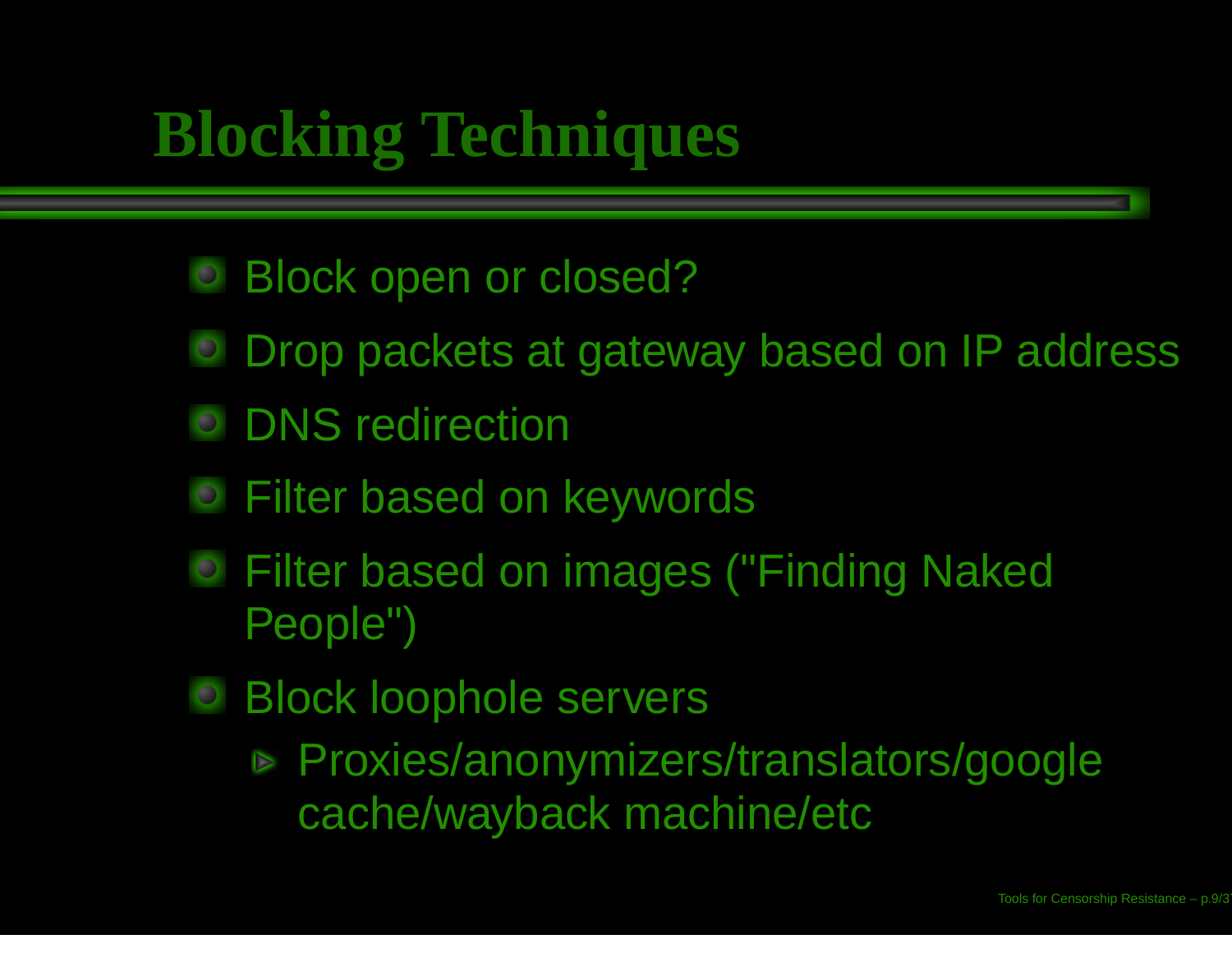# Blocking Techniques

- Block open or closed?
- Drop packets at gateway based on IP address
- DNS redirection
- Filter based on keywords
- Filter based on images ("Finding Naked People")
- Block loophole servers
  - Proxies/anonymizers/translators/google cache/wayback machine/etc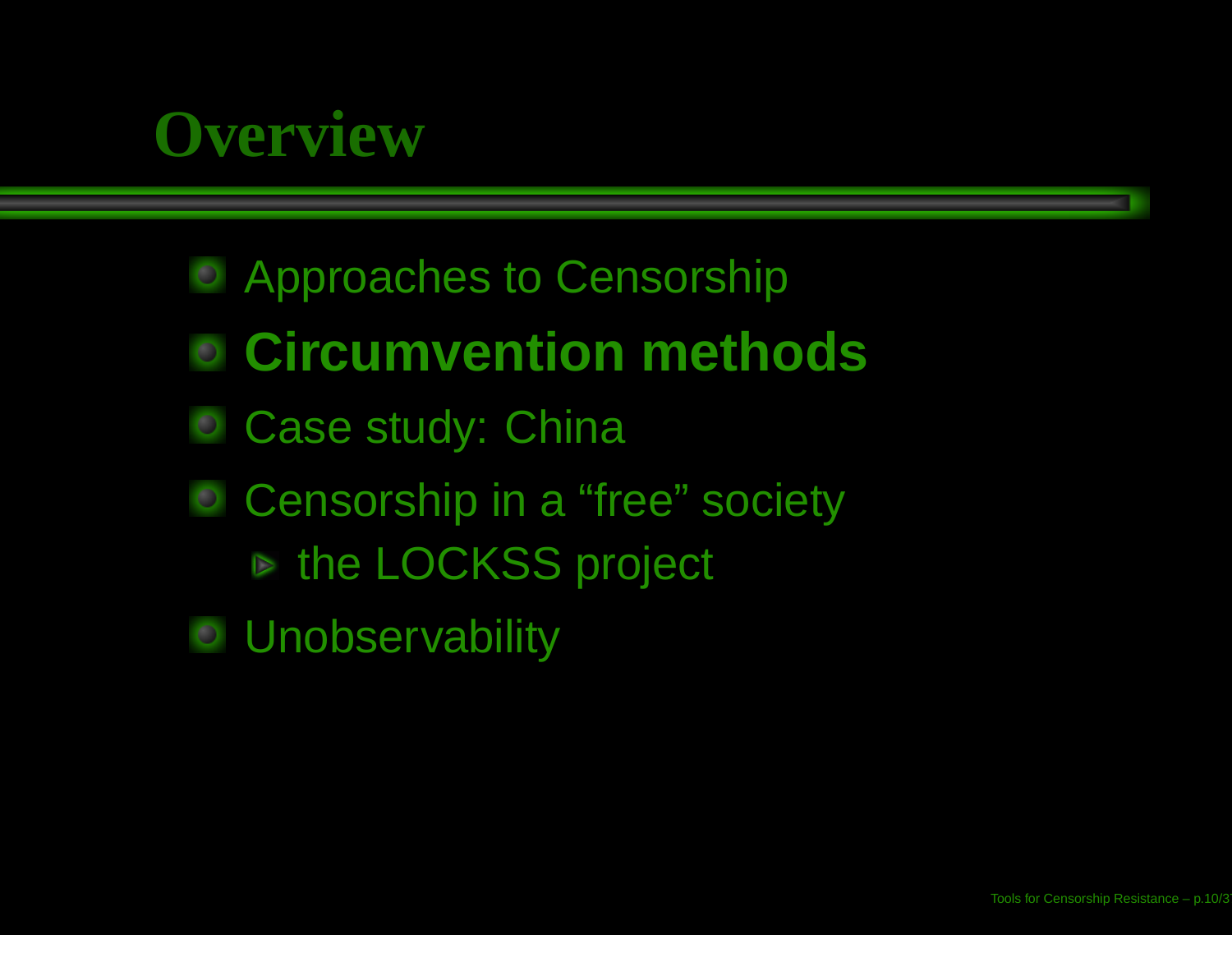# Overview

- Approaches to Censorship
- **Circumvention methods**
- Case study: China
- Censorship in a “free” society
  - the LOCKSS project
- Unobservability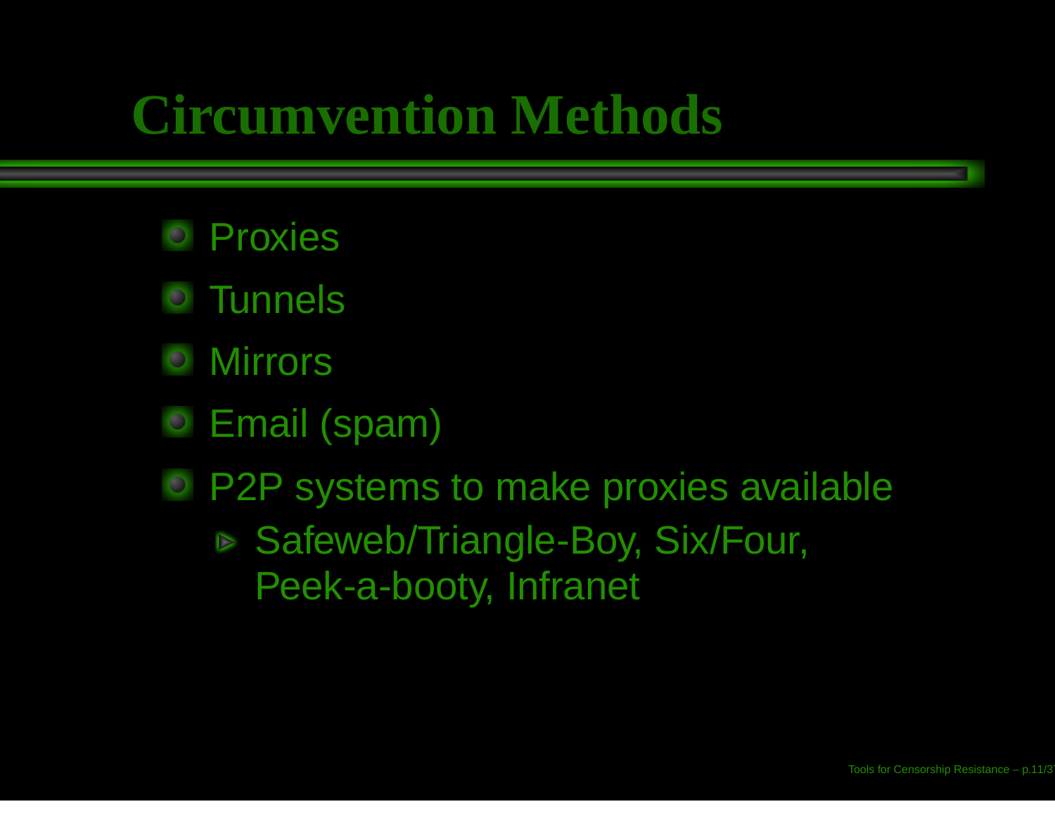# Circumvention Methods

- Proxies
- Tunnels
- Mirrors
- Email (spam)
- P2P systems to make proxies available
  - Safeweb/Triangle-Boy, Six/Four, Peek-a-booty, Infranet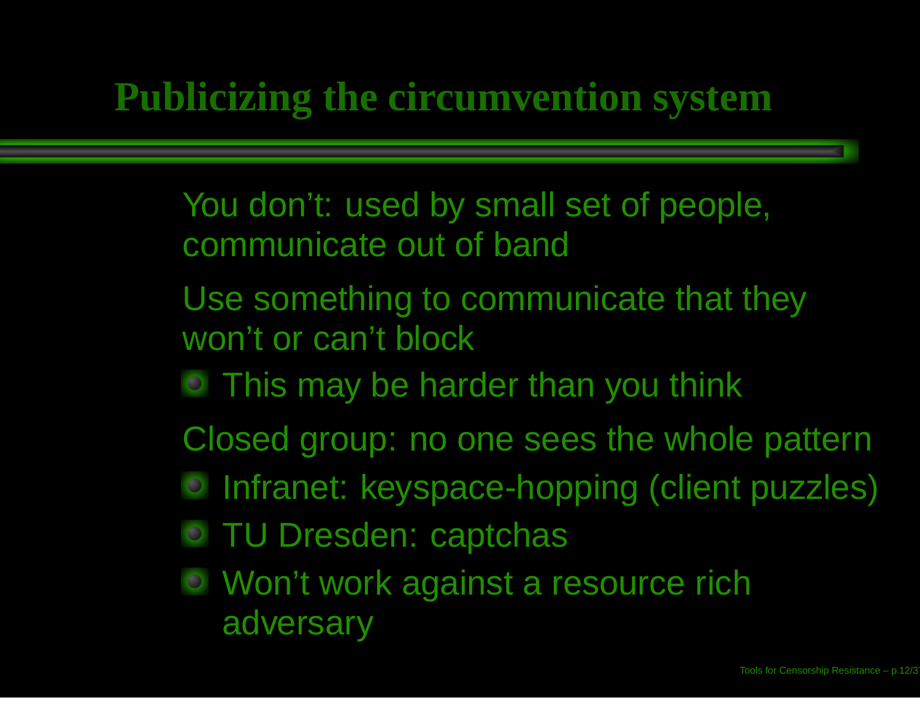# Publicizing the circumvention system

You don’t: used by small set of people, communicate out of band

Use something to communicate that they won’t or can’t block

- This may be harder than you think

Closed group: no one sees the whole pattern

- Infranet: keyspace-hopping (client puzzles)
- TU Dresden: captchas
- Won’t work against a resource rich adversary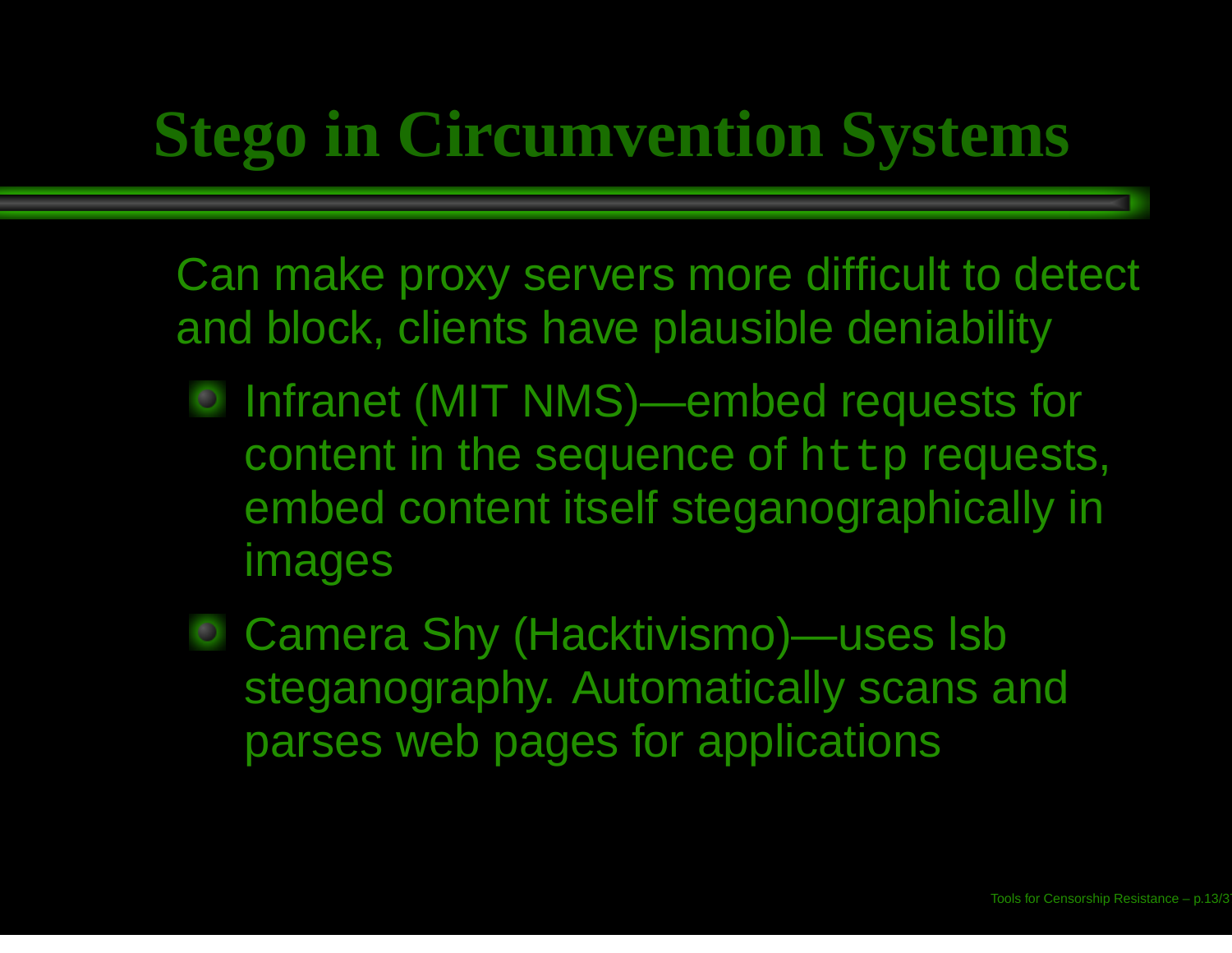# Stego in Circumvention Systems

Can make proxy servers more difficult to detect and block, clients have plausible deniability

- Infranet (MIT NMS)—embed requests for content in the sequence of `http` requests, embed content itself steganographically in images
- Camera Shy (Hacktivismo)—uses lsb steganography. Automatically scans and parses web pages for applications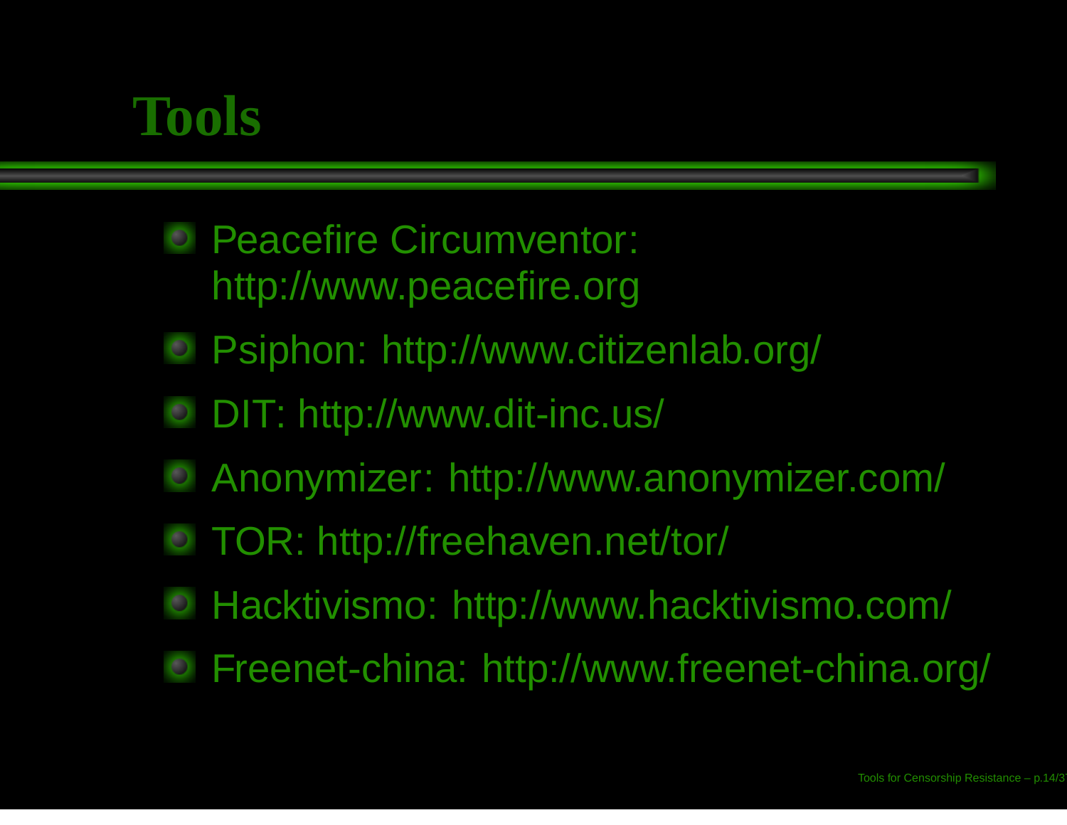# Tools

- Peacefire Circumventor: http://www.peacefire.org
- Psiphon: http://www.citizenlab.org/
- DIT: http://www.dit-inc.us/
- Anonymizer: http://www.anonymizer.com/
- TOR: http://freehaven.net/tor/
- Hacktivismo: http://www.hacktivismo.com/
- Freenet-china: http://www.freenet-china.org/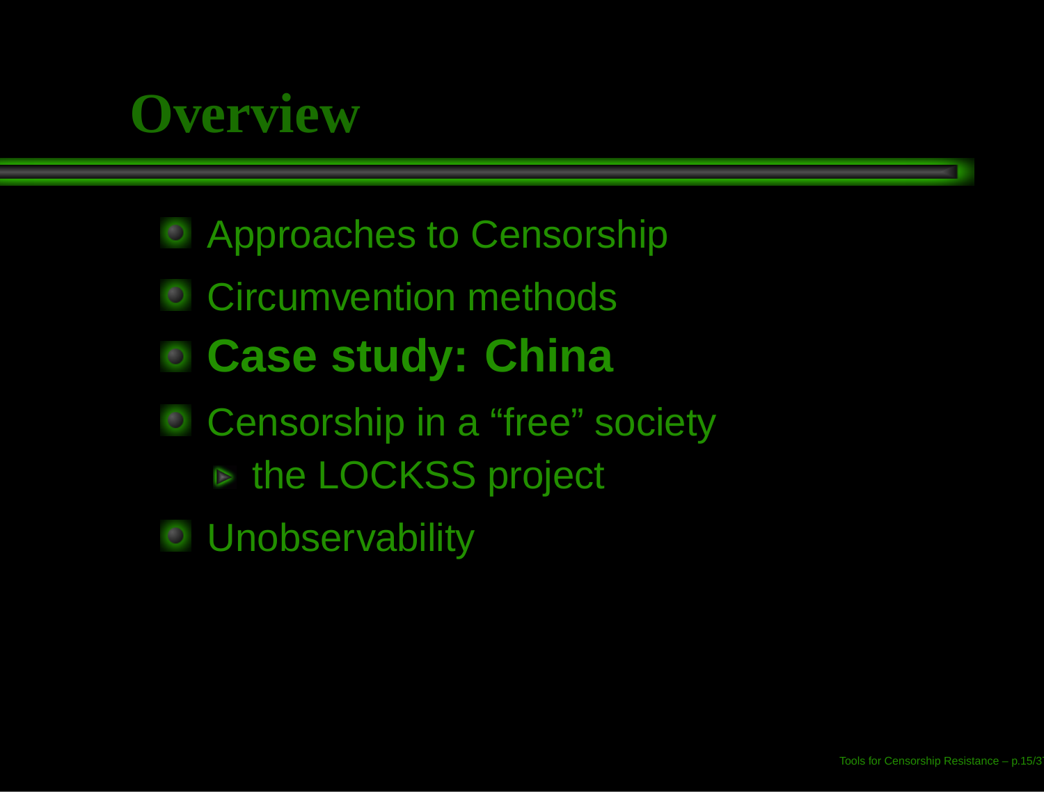# Overview

- Approaches to Censorship
- Circumvention methods
- **Case study: China**
- Censorship in a “free” society
  - the LOCKSS project
- Unobservability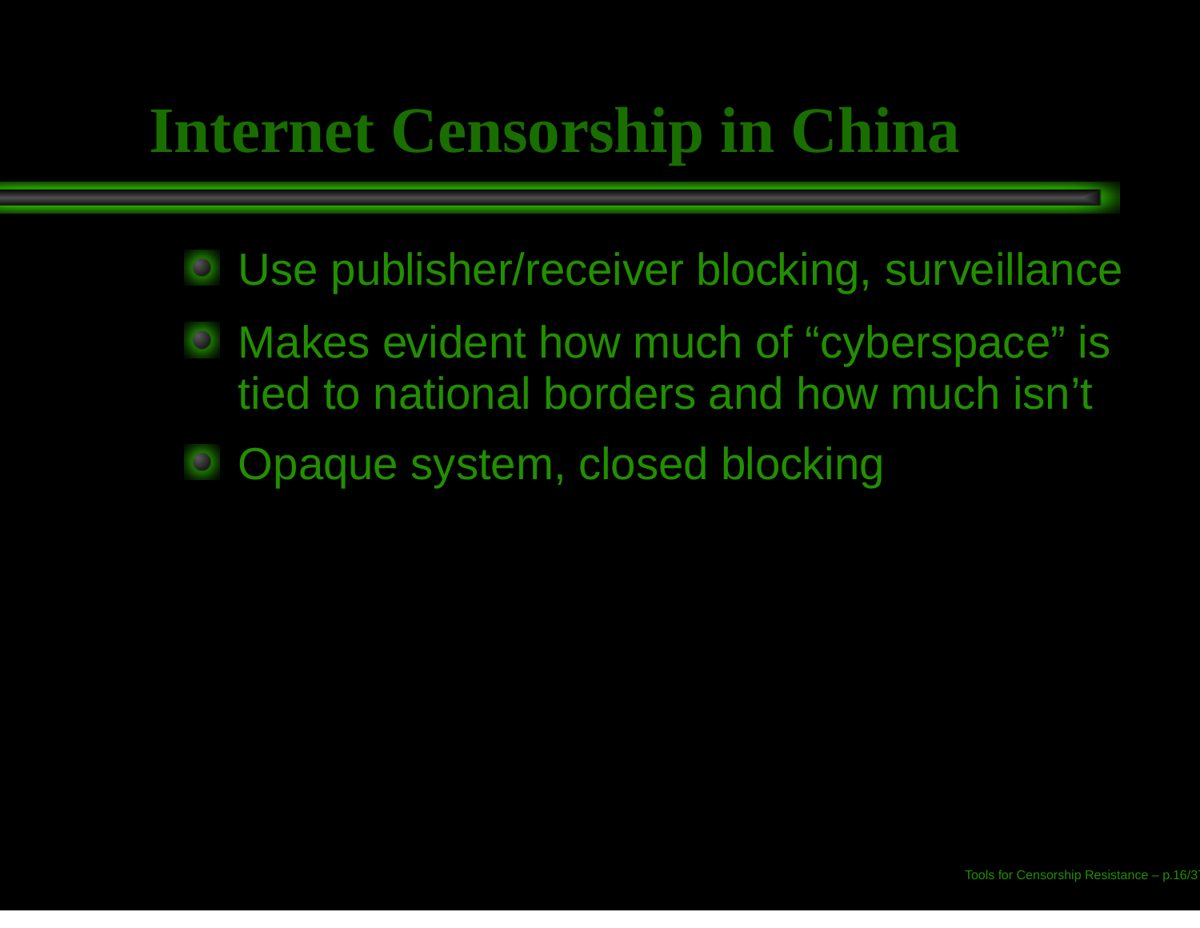# Internet Censorship in China

- Use publisher/receiver blocking, surveillance
- Makes evident how much of “cyberspace” is tied to national borders and how much isn’t
- Opaque system, closed blocking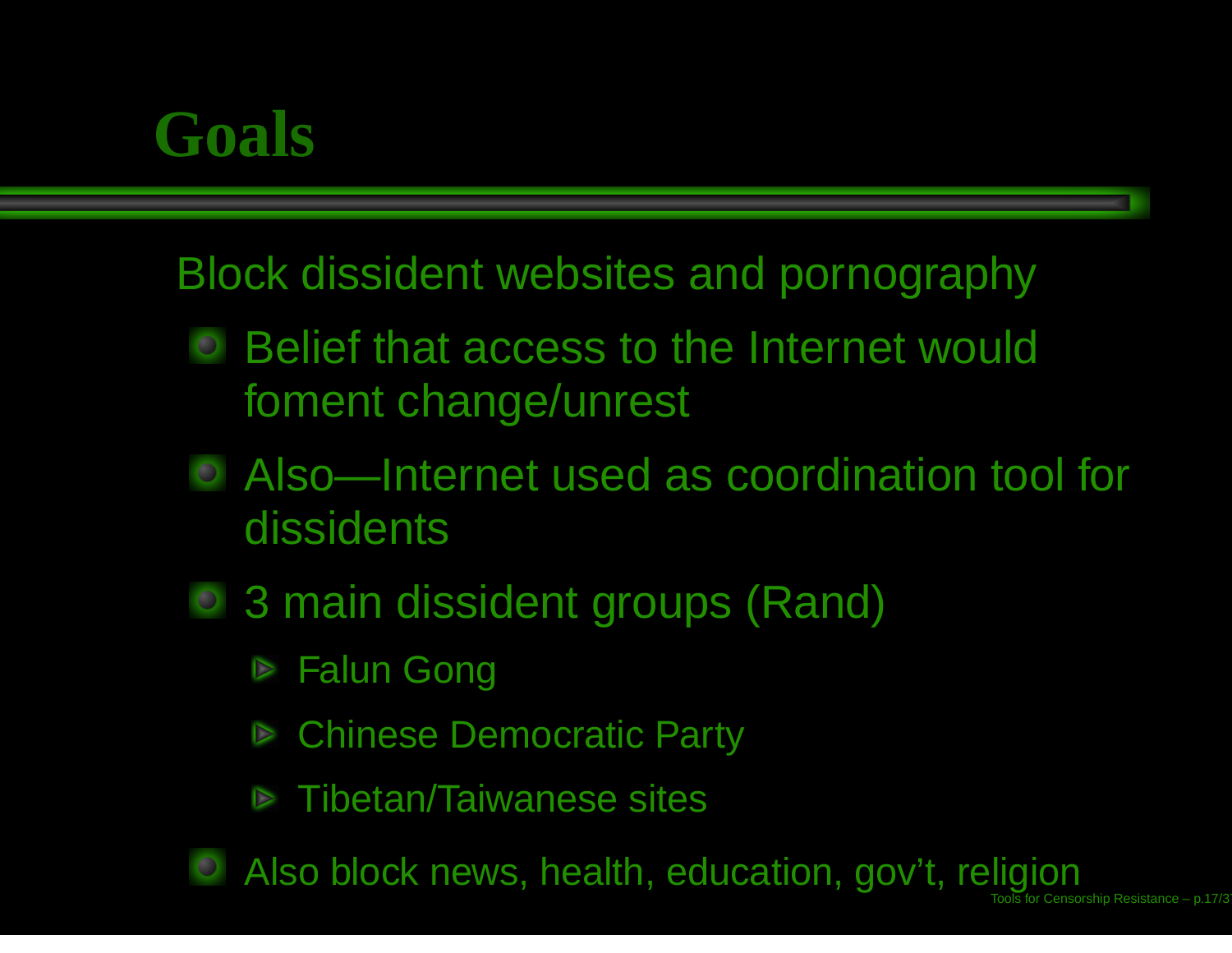# Goals

Block dissident websites and pornography

- Belief that access to the Internet would foment change/unrest
- Also—Internet used as coordination tool for dissidents
- 3 main dissident groups (Rand)
  - Falun Gong
  - Chinese Democratic Party
  - Tibetan/Taiwanese sites
- Also block news, health, education, gov't, religion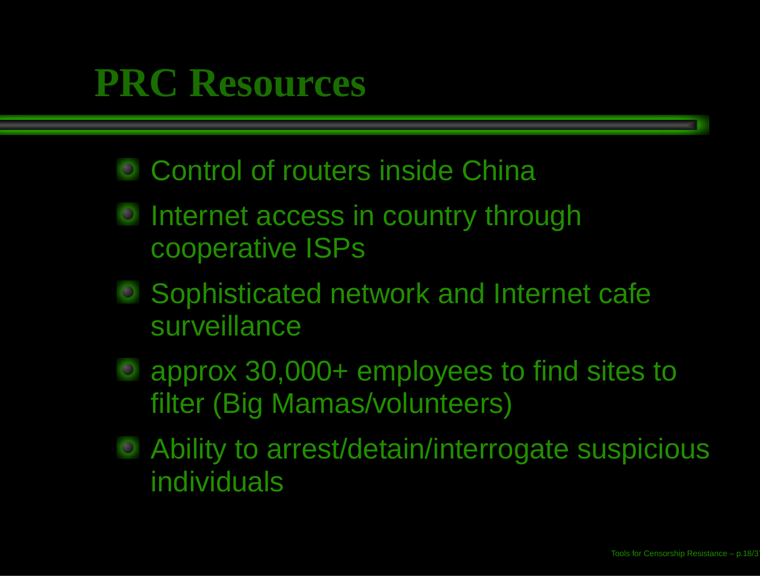# PRC Resources

- Control of routers inside China
- Internet access in country through cooperative ISPs
- Sophisticated network and Internet cafe surveillance
- approx 30,000+ employees to find sites to filter (Big Mamas/volunteers)
- Ability to arrest/detain/interrogate suspicious individuals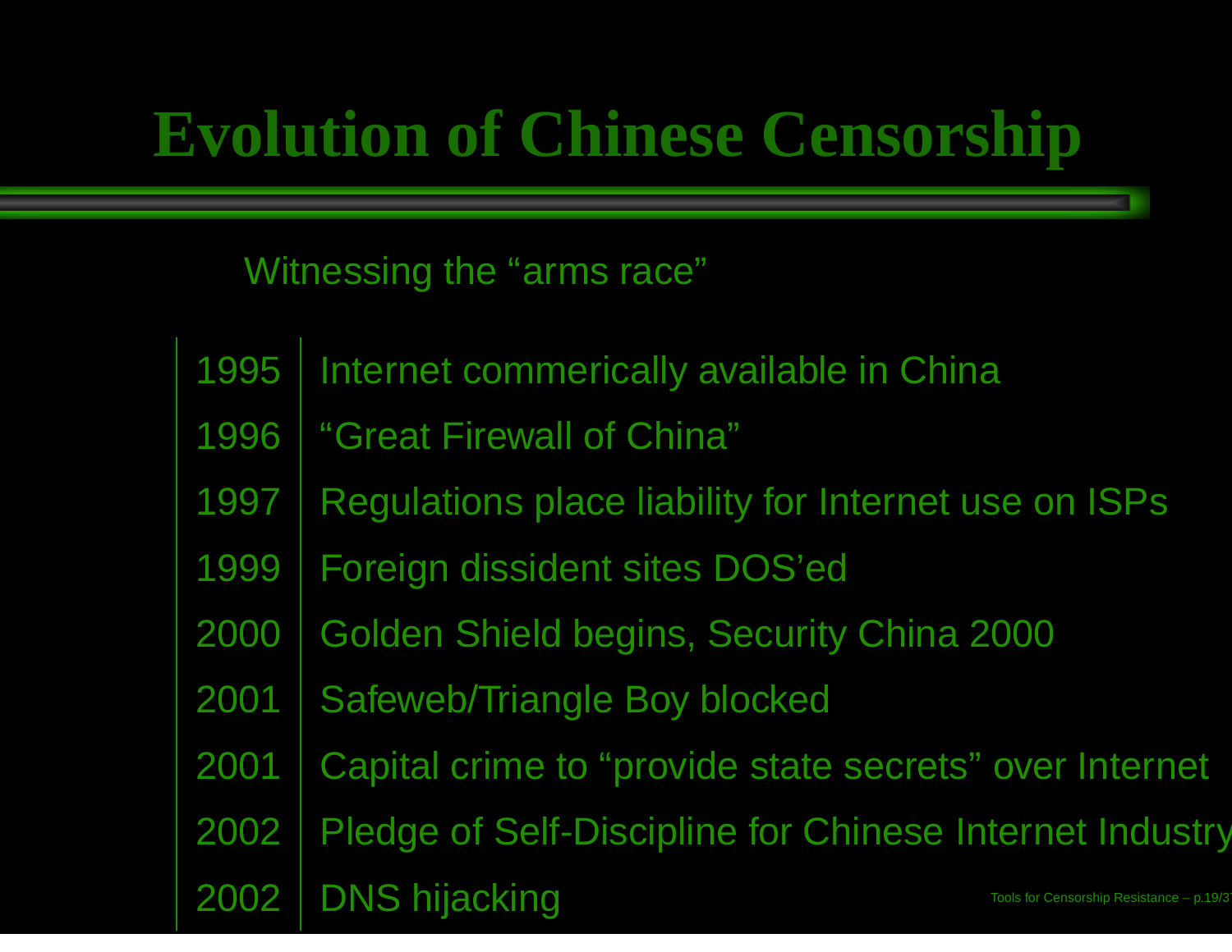# Evolution of Chinese Censorship

Witnessing the “arms race”

| | |
|---|---|
| 1995 | Internet commerically available in China |
| 1996 | “Great Firewall of China” |
| 1997 | Regulations place liability for Internet use on ISPs |
| 1999 | Foreign dissident sites DOS’ed |
| 2000 | Golden Shield begins, Security China 2000 |
| 2001 | Safeweb/Triangle Boy blocked |
| 2001 | Capital crime to “provide state secrets” over Internet |
| 2002 | Pledge of Self-Discipline for Chinese Internet Industry |
| 2002 | DNS hijacking |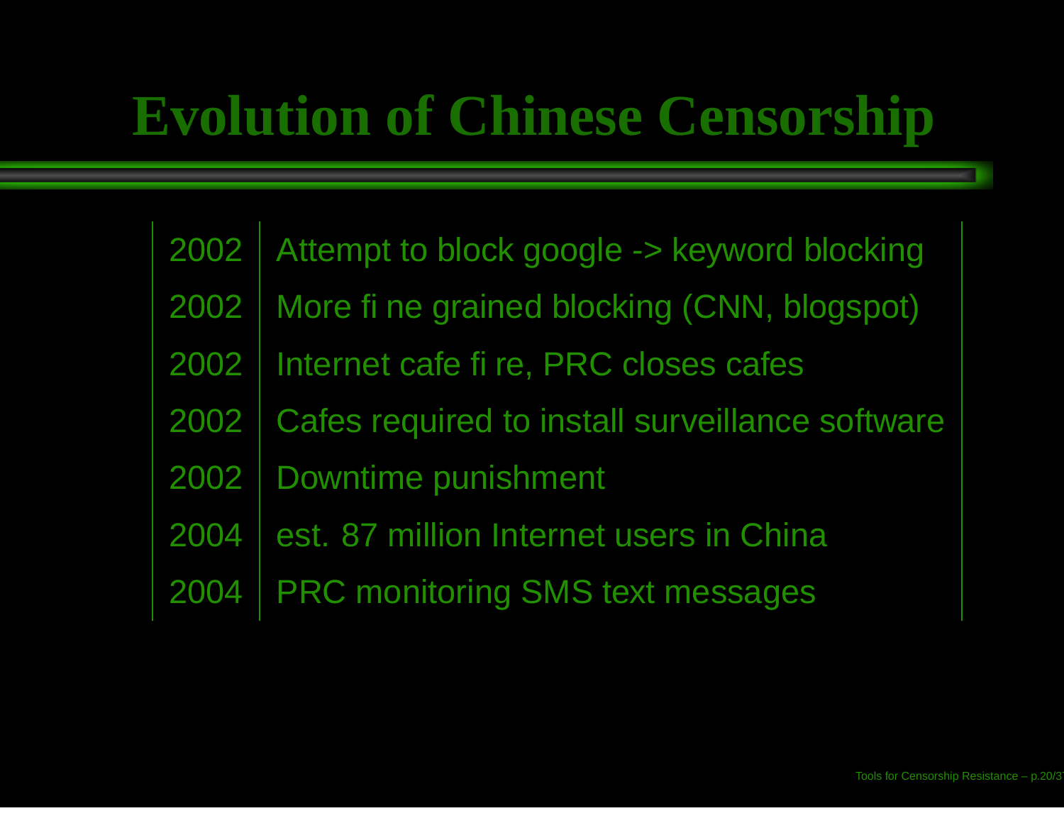# Evolution of Chinese Censorship

| | |
|---|---|
| 2002 | Attempt to block google -> keyword blocking |
| 2002 | More fine grained blocking (CNN, blogspot) |
| 2002 | Internet cafe fire, PRC closes cafes |
| 2002 | Cafes required to install surveillance software |
| 2002 | Downtime punishment |
| 2004 | est. 87 million Internet users in China |
| 2004 | PRC monitoring SMS text messages |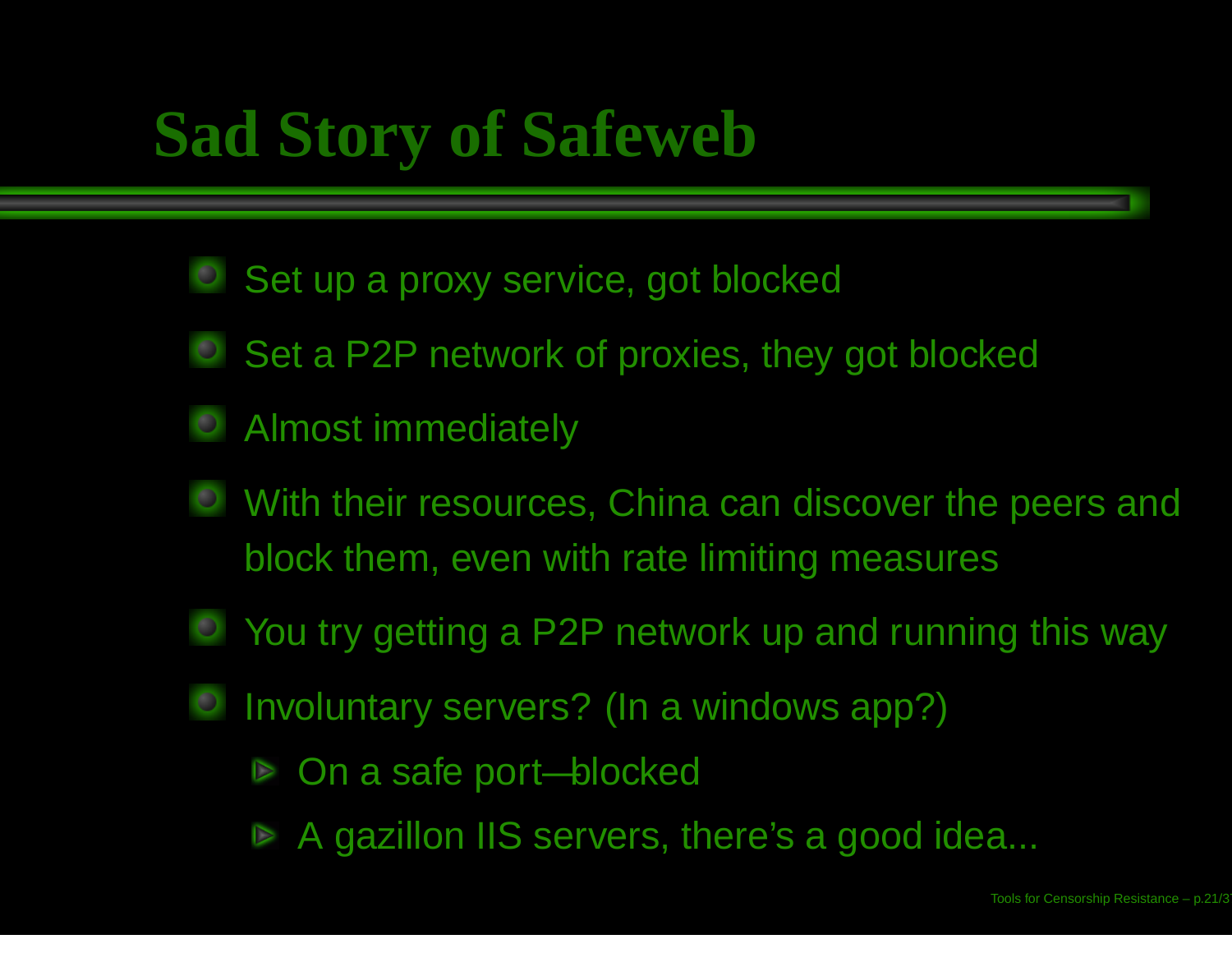# Sad Story of Safeweb

- Set up a proxy service, got blocked
- Set a P2P network of proxies, they got blocked
- Almost immediately
- With their resources, China can discover the peers and block them, even with rate limiting measures
- You try getting a P2P network up and running this way
- Involuntary servers? (In a windows app?)
  - On a safe port—blocked
  - A gazillon IIS servers, there's a good idea...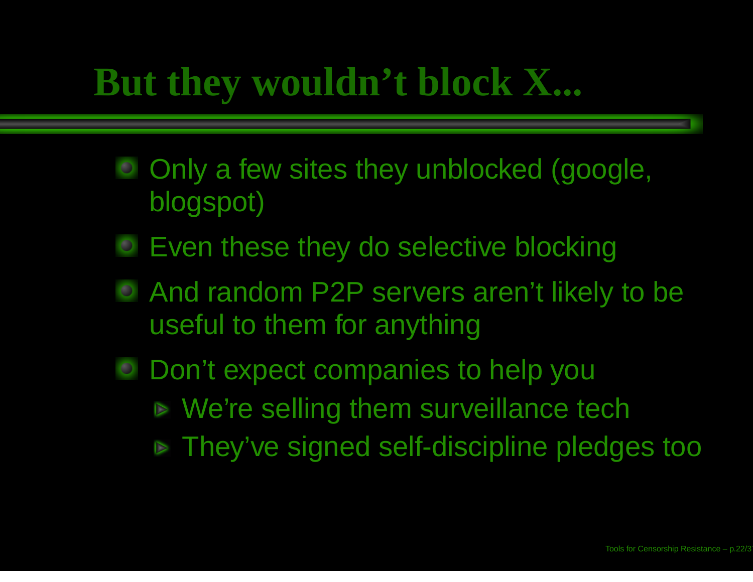# But they wouldn't block X...

- Only a few sites they unblocked (google, blogspot)
- Even these they do selective blocking
- And random P2P servers aren't likely to be useful to them for anything
- Don't expect companies to help you
  - We're selling them surveillance tech
  - They've signed self-discipline pledges too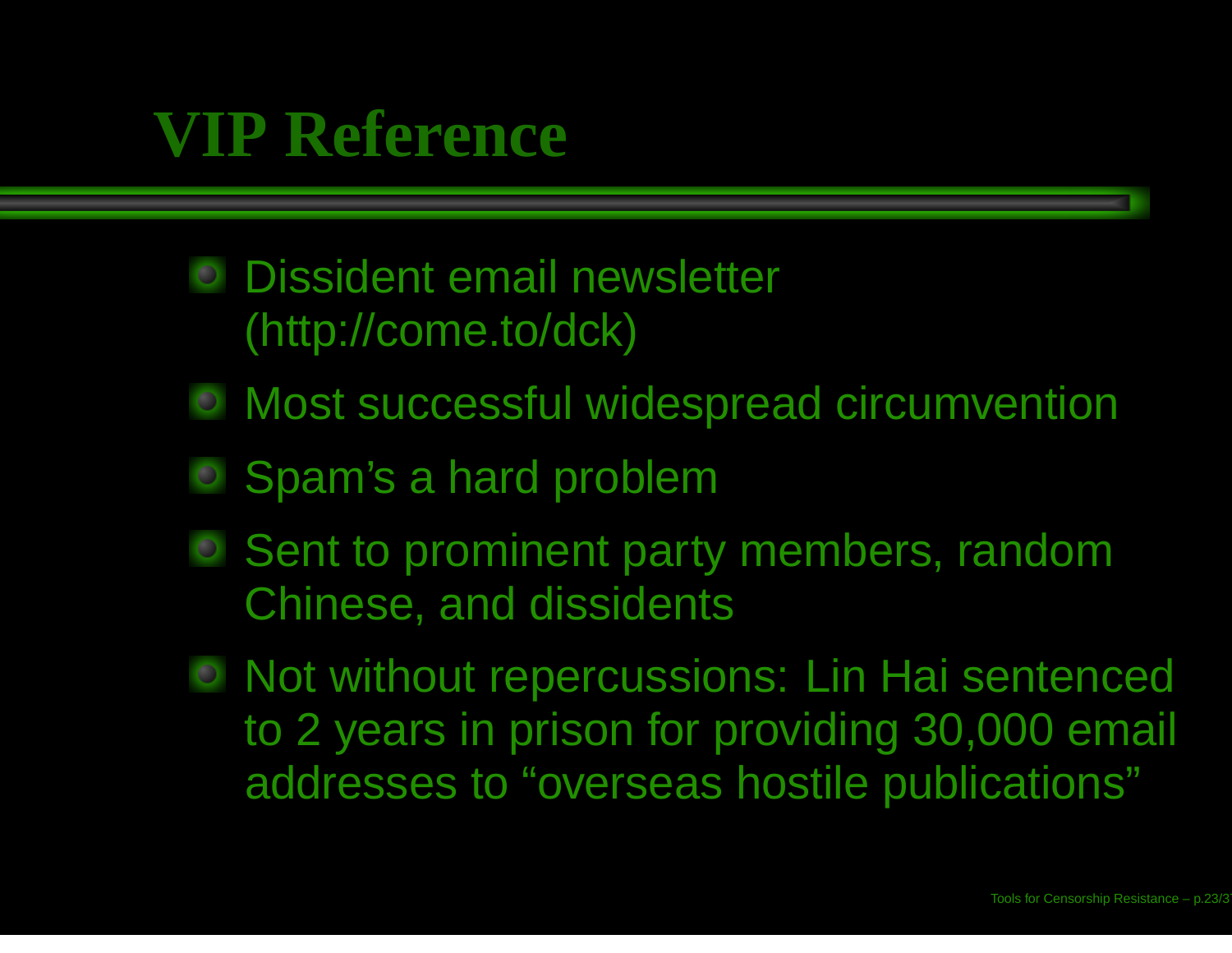# VIP Reference

- Dissident email newsletter (http://come.to/dck)
- Most successful widespread circumvention
- Spam's a hard problem
- Sent to prominent party members, random Chinese, and dissidents
- Not without repercussions: Lin Hai sentenced to 2 years in prison for providing 30,000 email addresses to "overseas hostile publications"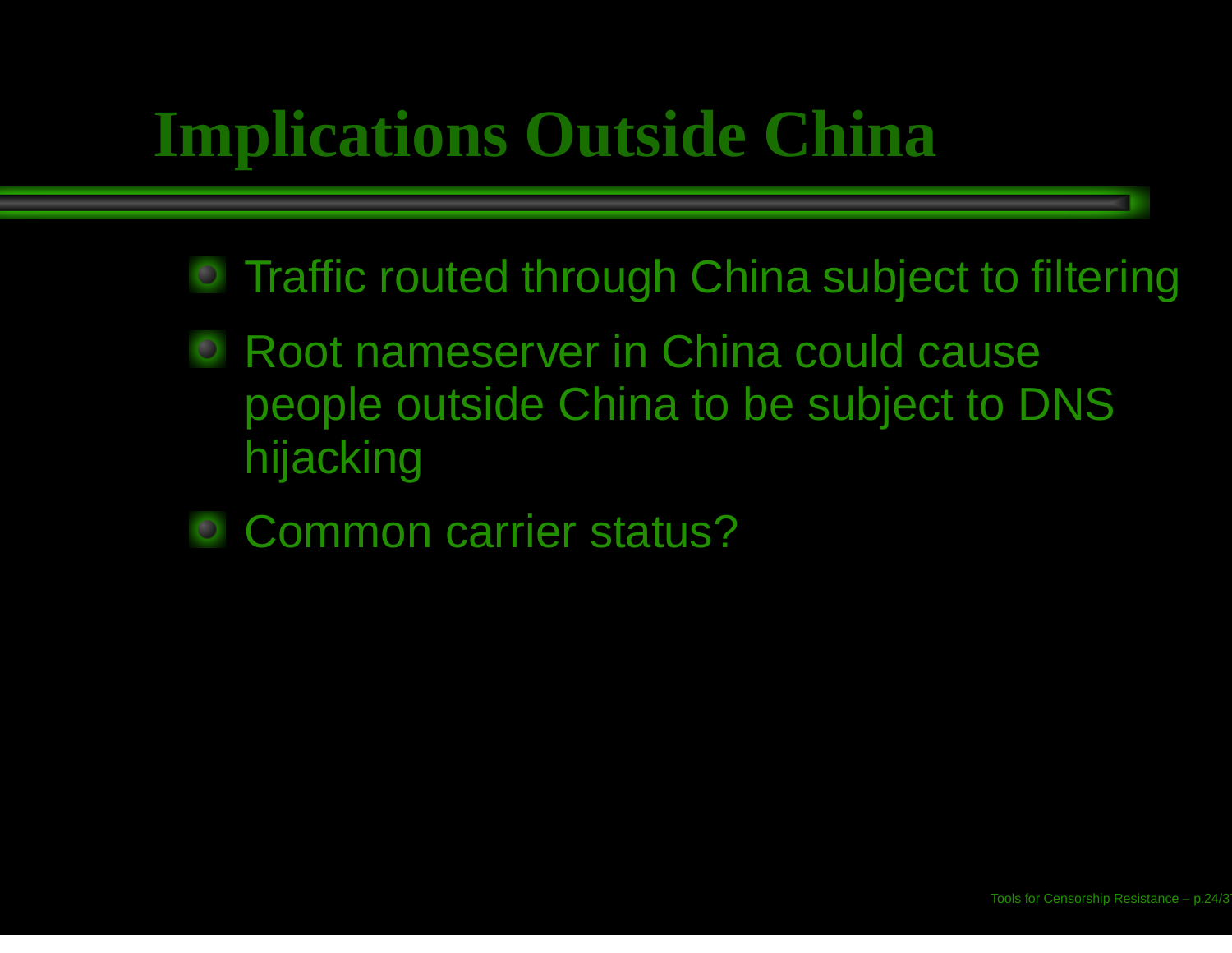# Implications Outside China

- Traffic routed through China subject to filtering
- Root nameserver in China could cause people outside China to be subject to DNS hijacking
- Common carrier status?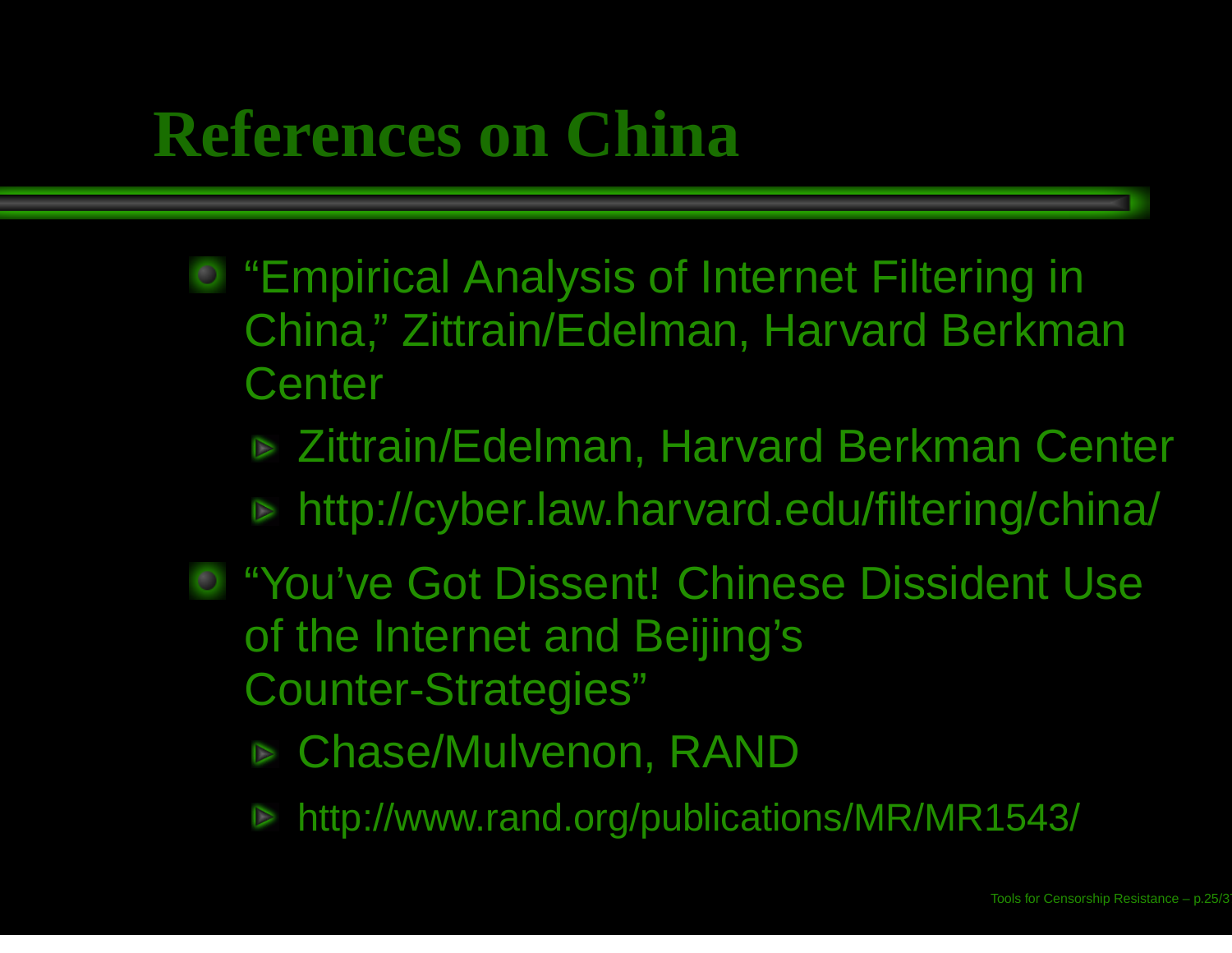# References on China

- "Empirical Analysis of Internet Filtering in China," Zittrain/Edelman, Harvard Berkman Center
  - Zittrain/Edelman, Harvard Berkman Center
  - http://cyber.law.harvard.edu/filtering/china/
- "You've Got Dissent! Chinese Dissident Use of the Internet and Beijing's Counter-Strategies"
  - Chase/Mulvenon, RAND
  - http://www.rand.org/publications/MR/MR1543/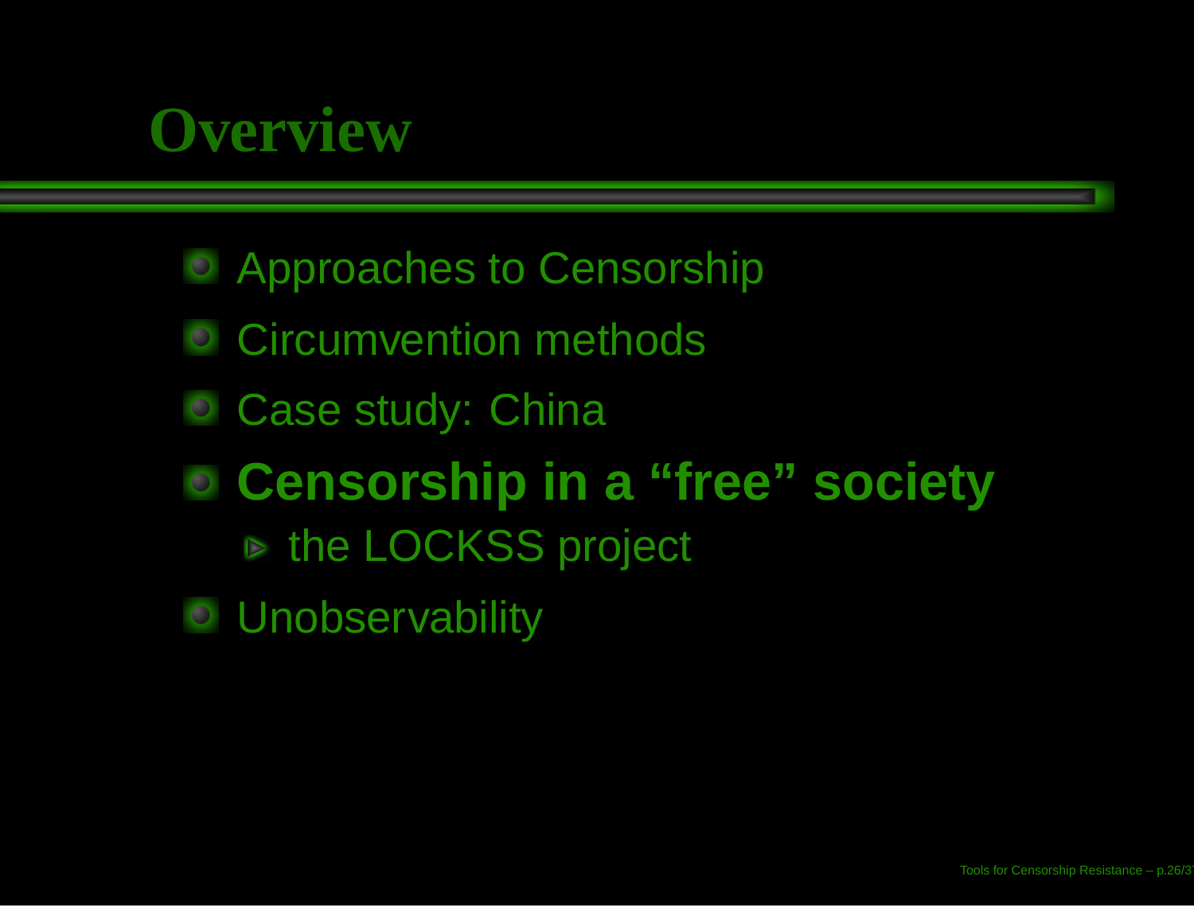# Overview

- Approaches to Censorship
- Circumvention methods
- Case study: China
- **Censorship in a "free" society**
  - the LOCKSS project
- Unobservability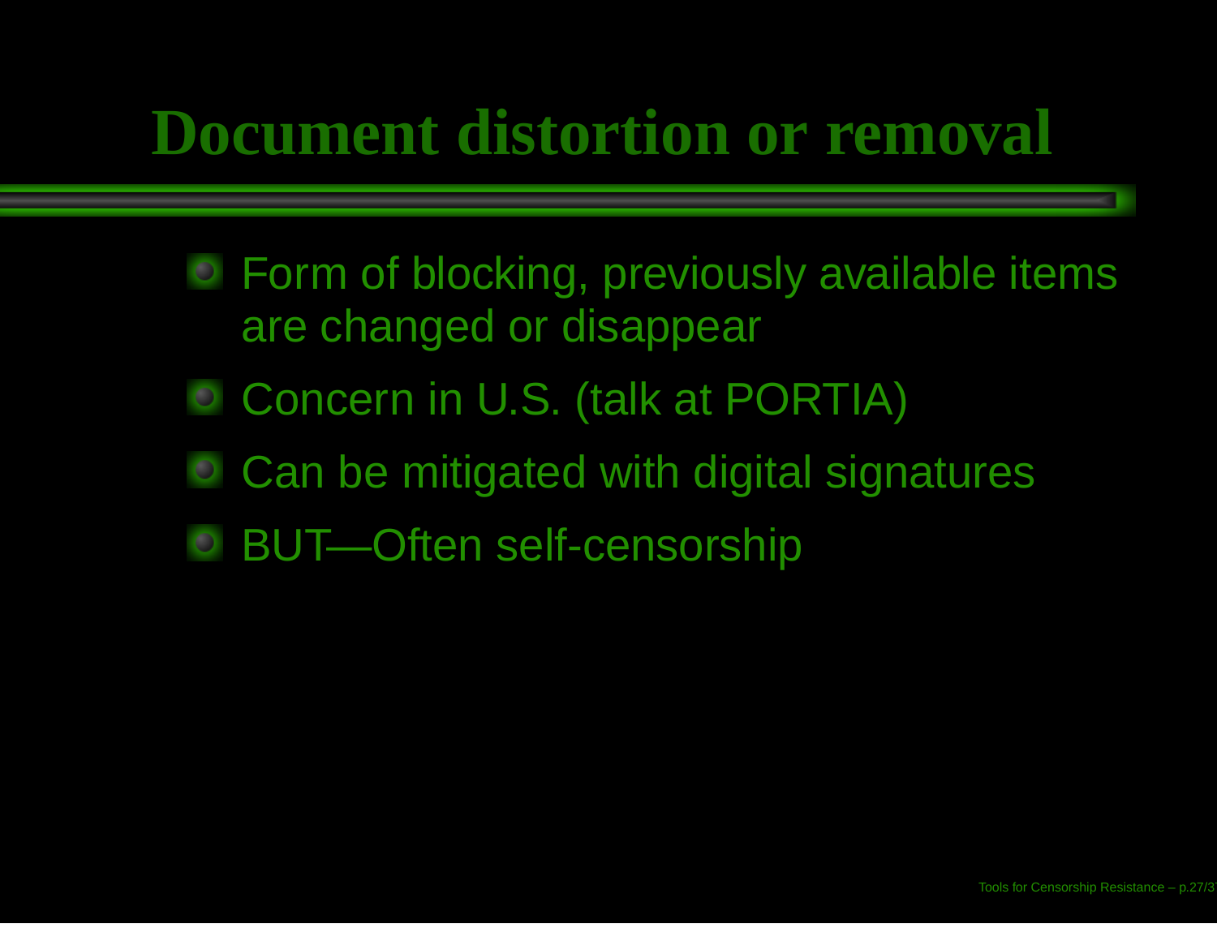# Document distortion or removal

- Form of blocking, previously available items are changed or disappear
- Concern in U.S. (talk at PORTIA)
- Can be mitigated with digital signatures
- BUT—Often self-censorship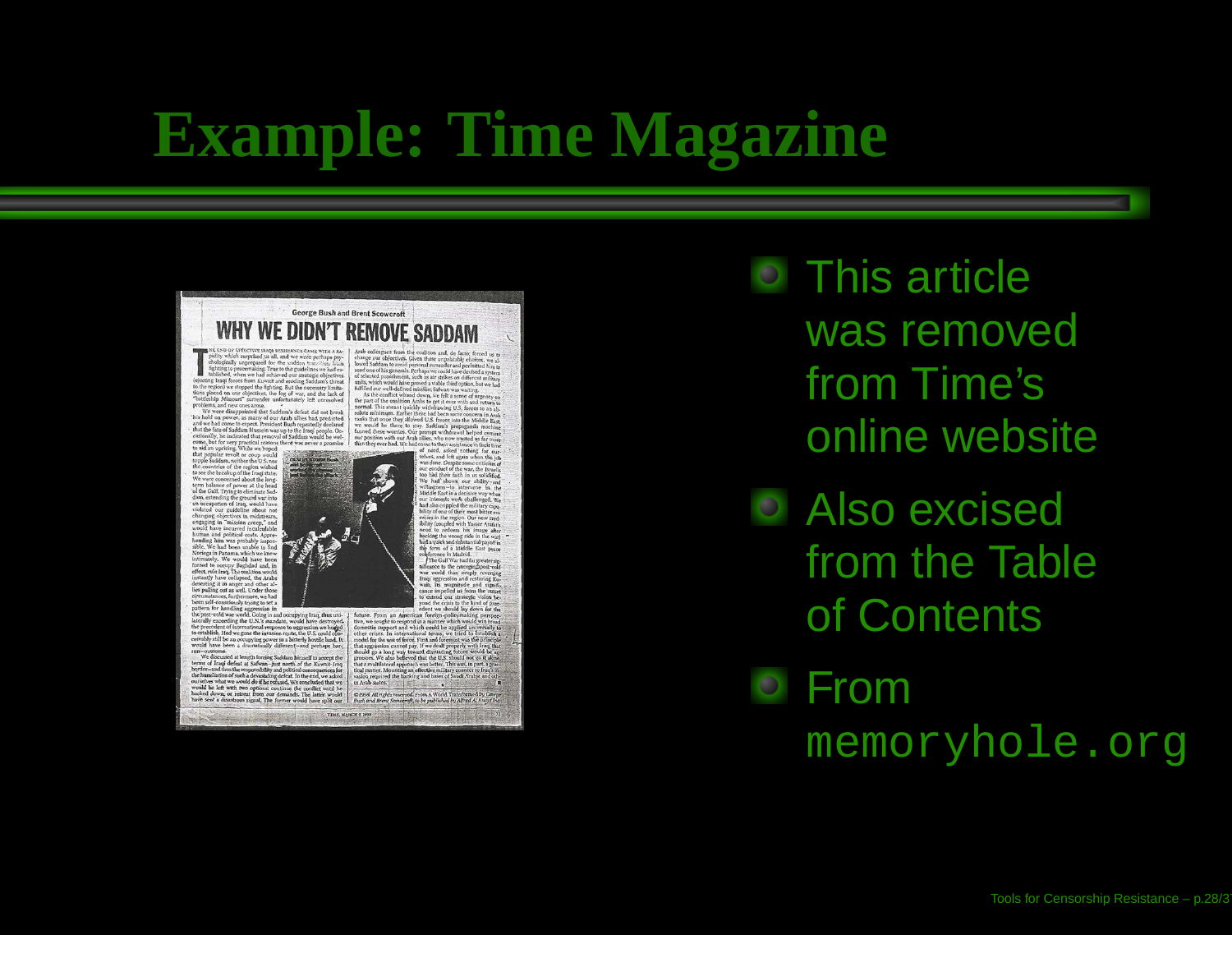# Example: Time Magazine

- This article was removed from Time's online website
- Also excised from the Table of Contents
- From `memoryhole.org`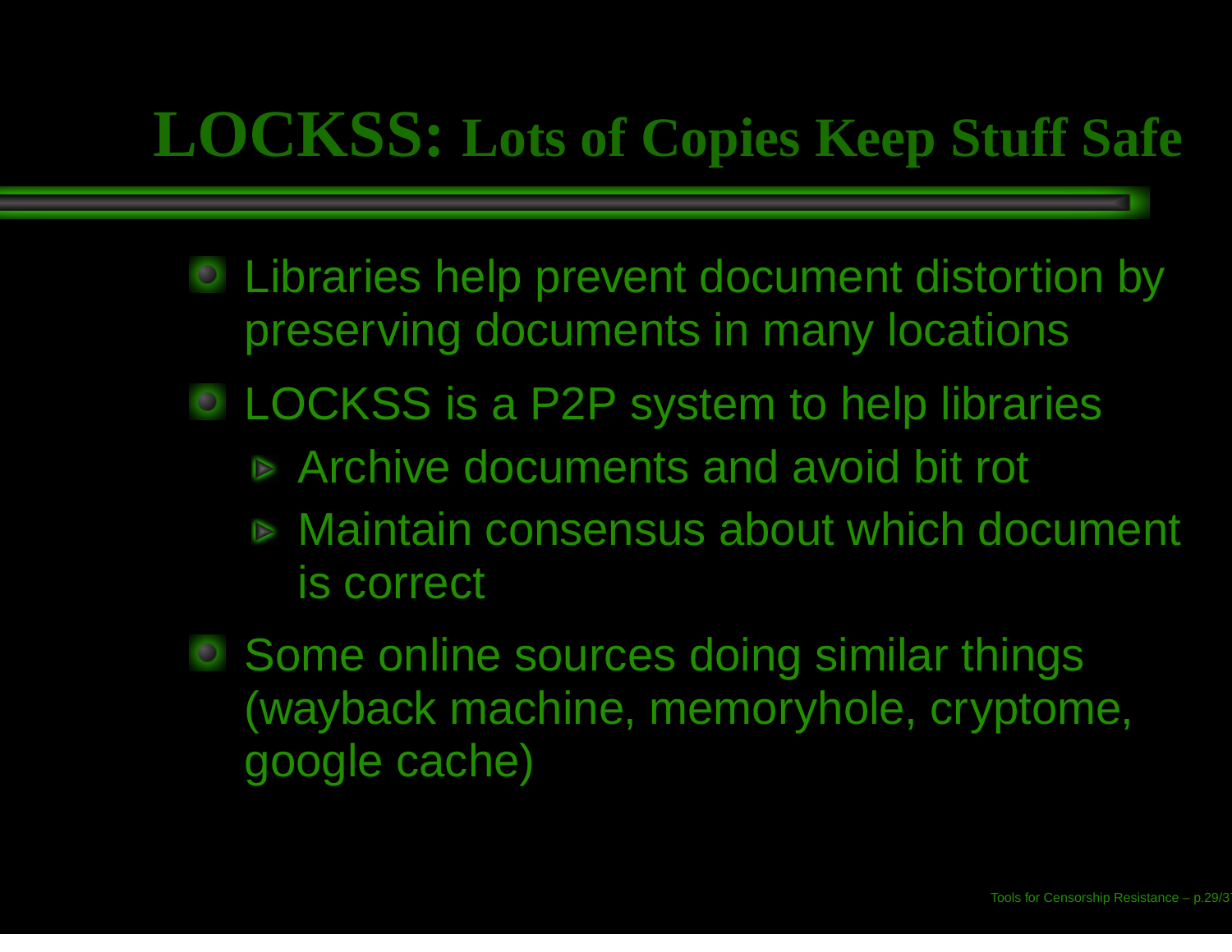# LOCKSS: Lots of Copies Keep Stuff Safe

- Libraries help prevent document distortion by preserving documents in many locations
- LOCKSS is a P2P system to help libraries
  - Archive documents and avoid bit rot
  - Maintain consensus about which document is correct
- Some online sources doing similar things (wayback machine, memoryhole, cryptome, google cache)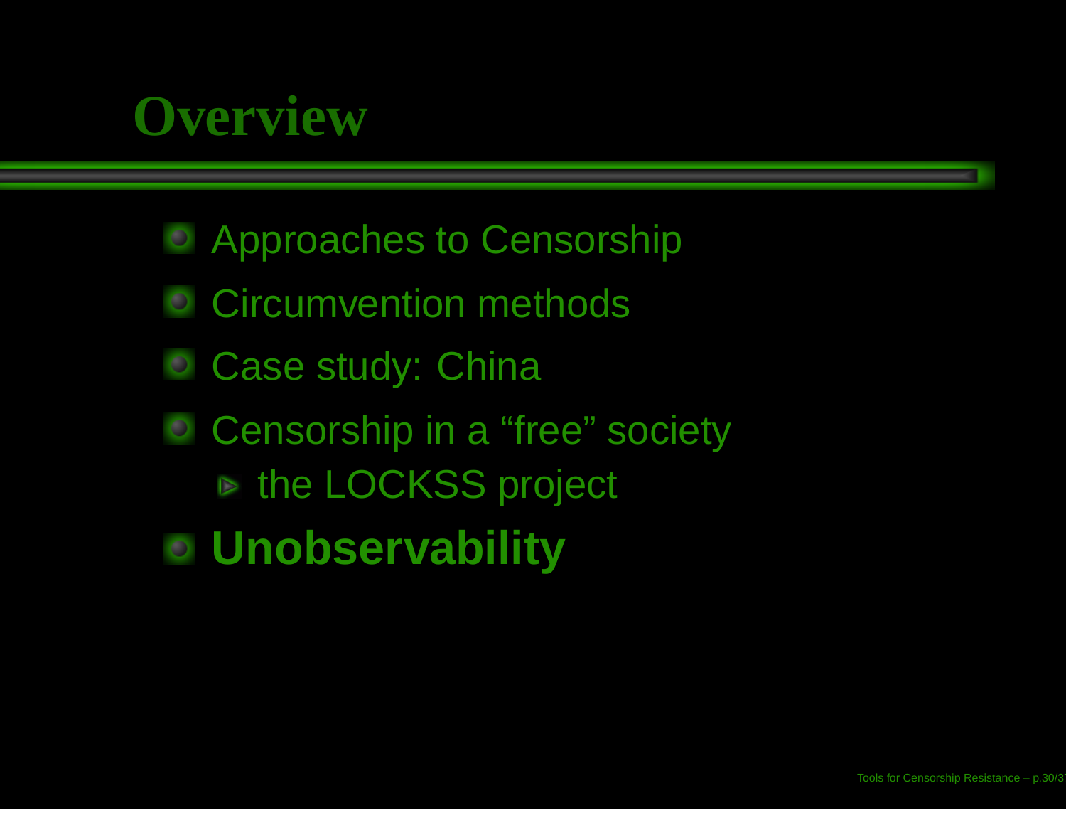# Overview

- Approaches to Censorship
- Circumvention methods
- Case study: China
- Censorship in a “free” society
  - the LOCKSS project
- **Unobservability**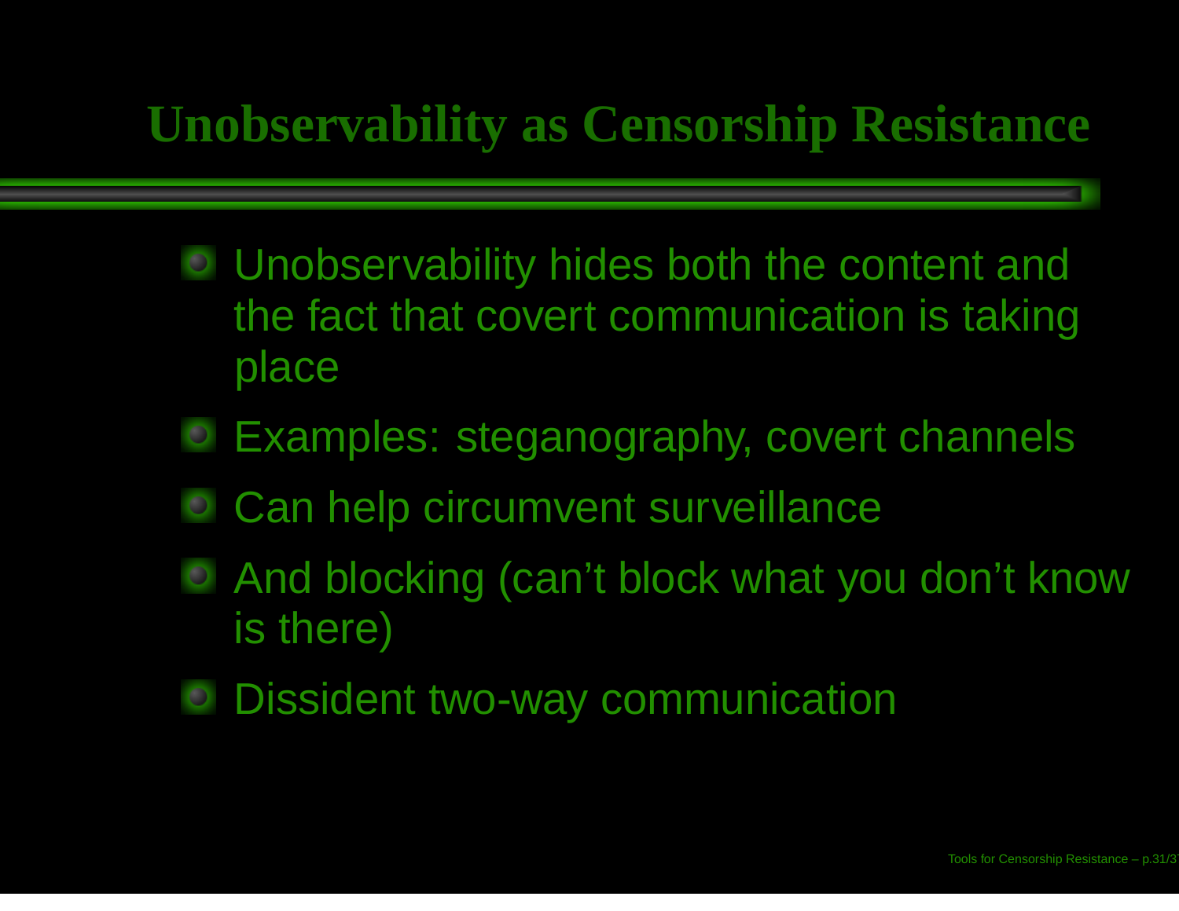# Unobservability as Censorship Resistance

- Unobservability hides both the content and the fact that covert communication is taking place
- Examples: steganography, covert channels
- Can help circumvent surveillance
- And blocking (can’t block what you don’t know is there)
- Dissident two-way communication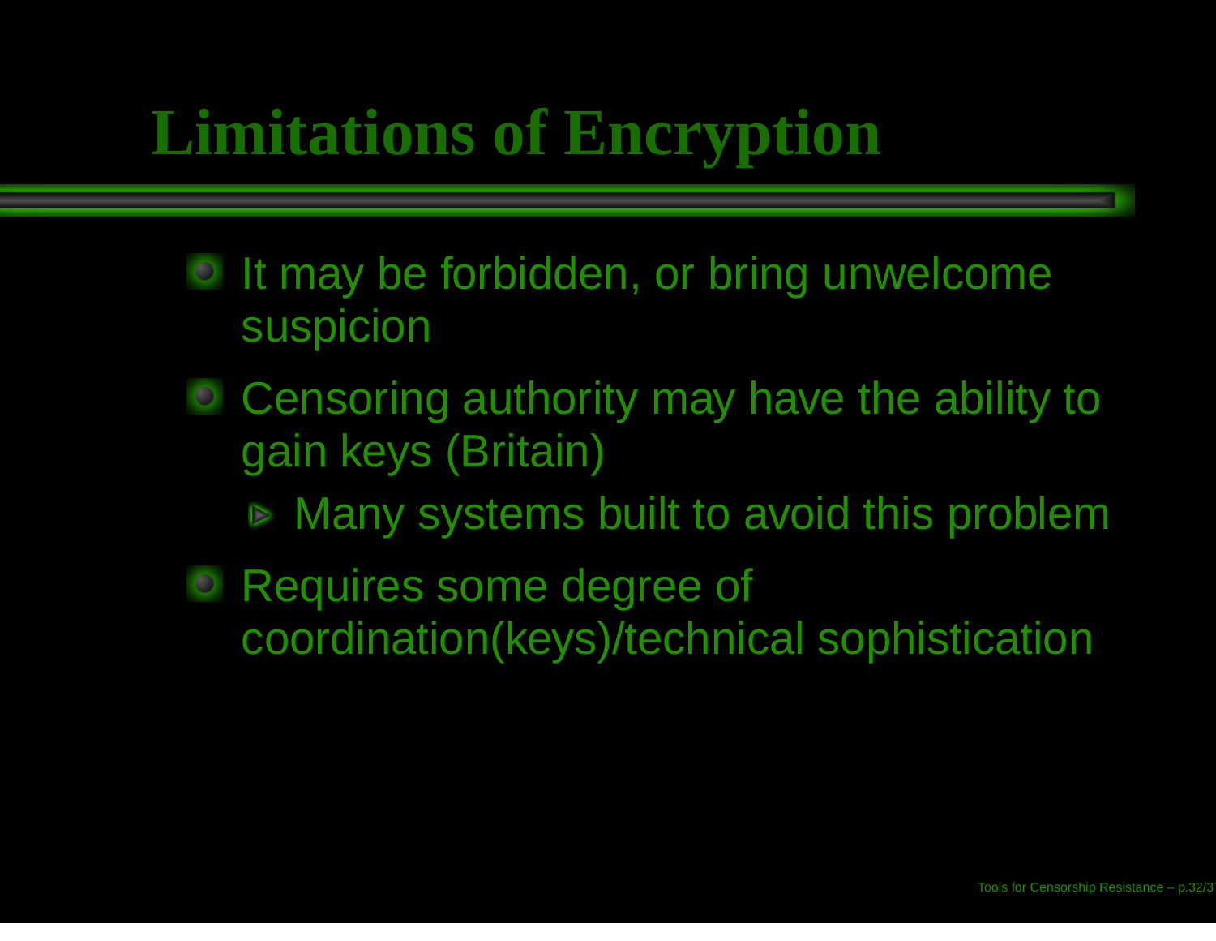# Limitations of Encryption

- It may be forbidden, or bring unwelcome suspicion
- Censoring authority may have the ability to gain keys (Britain)
  - Many systems built to avoid this problem
- Requires some degree of coordination(keys)/technical sophistication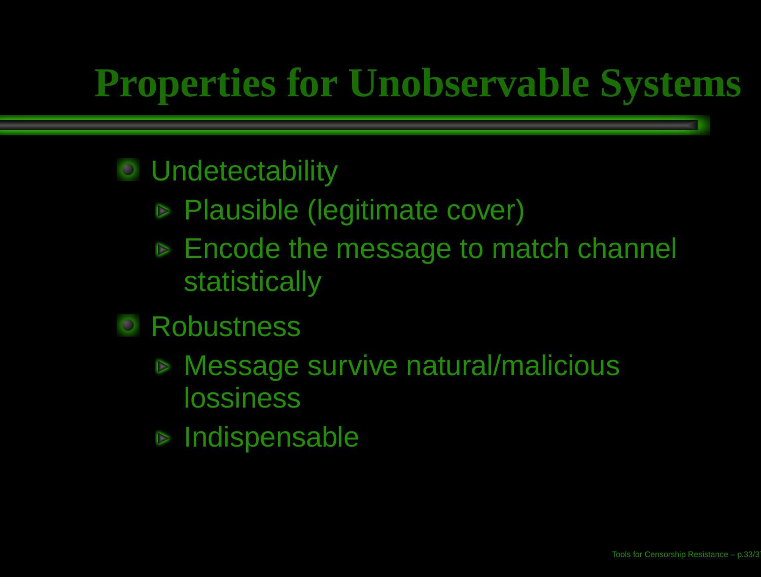# Properties for Unobservable Systems

- Undetectability
  - Plausible (legitimate cover)
  - Encode the message to match channel statistically
- Robustness
  - Message survive natural/malicious lossiness
  - Indispensable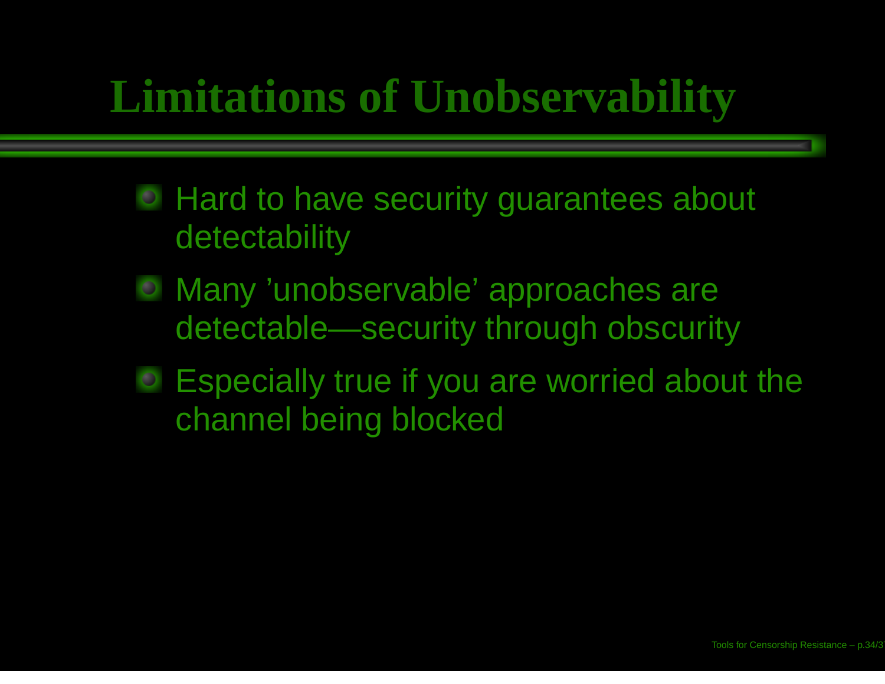# Limitations of Unobservability

- Hard to have security guarantees about detectability
- Many 'unobservable' approaches are detectable—security through obscurity
- Especially true if you are worried about the channel being blocked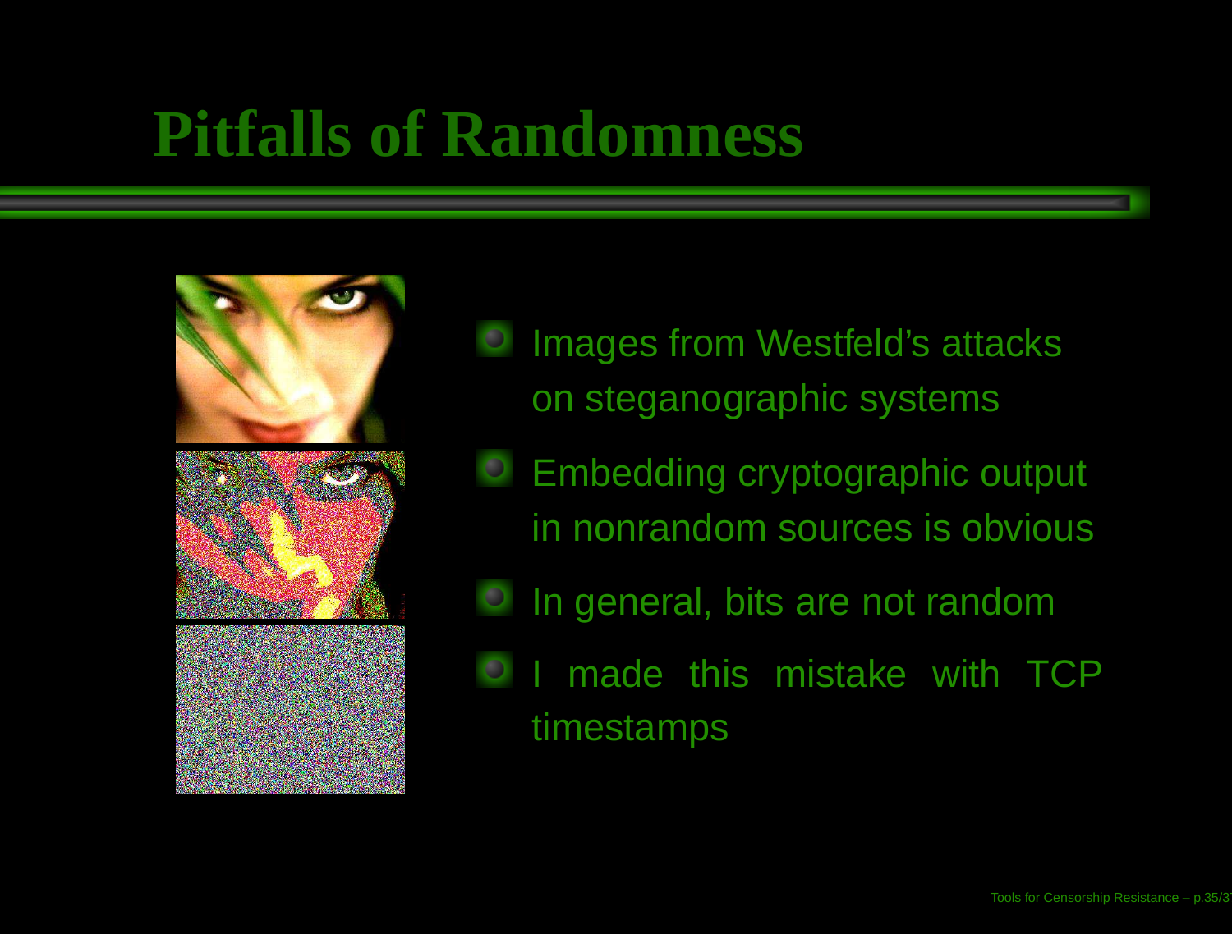# Pitfalls of Randomness

- Images from Westfeld's attacks on steganographic systems
- Embedding cryptographic output in nonrandom sources is obvious
- In general, bits are not random
- I made this mistake with TCP timestamps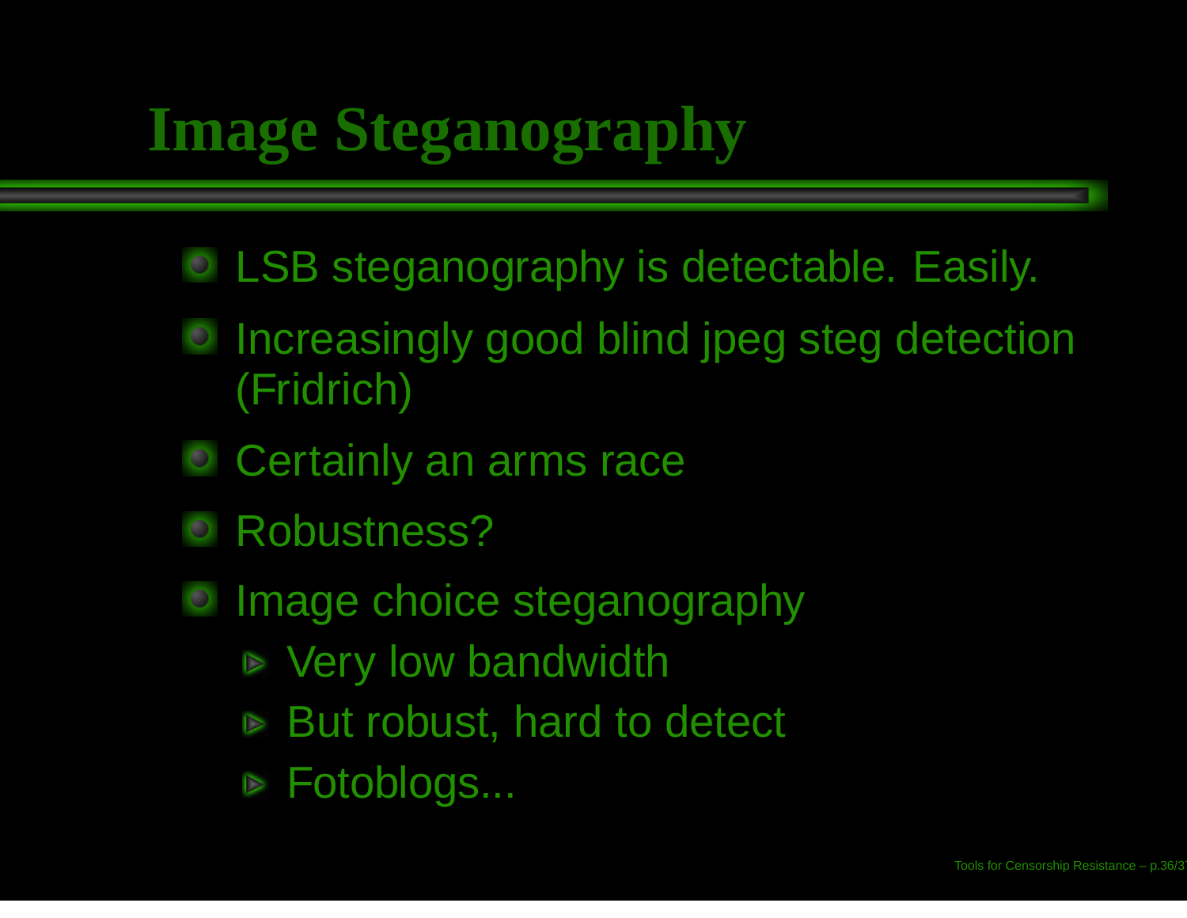# Image Steganography

- LSB steganography is detectable. Easily.
- Increasingly good blind jpeg steg detection (Fridrich)
- Certainly an arms race
- Robustness?
- Image choice steganography
  - Very low bandwidth
  - But robust, hard to detect
  - Fotoblogs...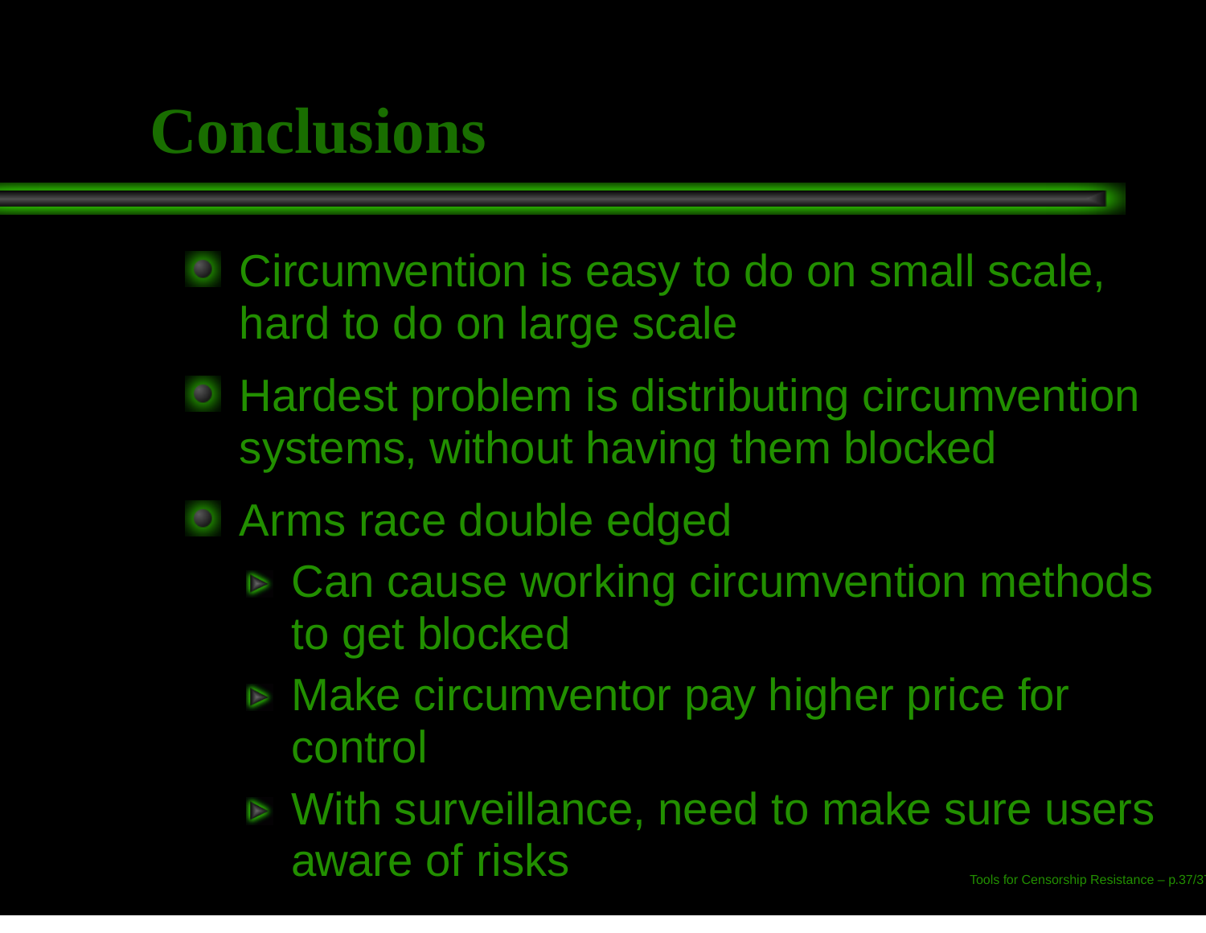# Conclusions

- Circumvention is easy to do on small scale, hard to do on large scale
- Hardest problem is distributing circumvention systems, without having them blocked
- Arms race double edged
  - Can cause working circumvention methods to get blocked
  - Make circumventor pay higher price for control
  - With surveillance, need to make sure users aware of risks